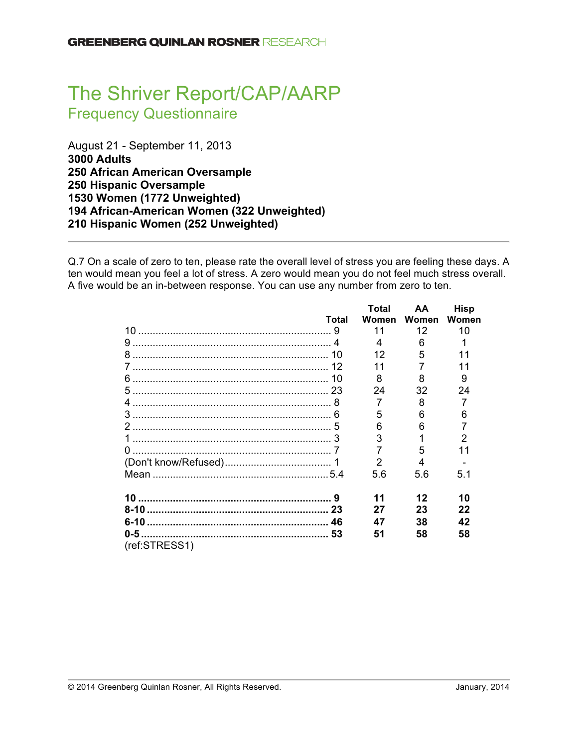GREENBERG QUINLAN ROSNER RESEARCH

# The Shriver Report/CAP/AARP

## Frequency Questionnaire

August 21 - September 11, 2013
**3000 Adults**
**250 African American Oversample**
**250 Hispanic Oversample**
**1530 Women (1772 Unweighted)**
**194 African-American Women (322 Unweighted)**
**210 Hispanic Women (252 Unweighted)**

---

Q.7 On a scale of zero to ten, please rate the overall level of stress you are feeling these days. A ten would mean you feel a lot of stress. A zero would mean you do not feel much stress overall. A five would be an in-between response. You can use any number from zero to ten.

| | Total | Total Women | AA Women | Hisp Women |
|---|---|---|---|---|
| 10 | 9 | 11 | 12 | 10 |
| 9 | 4 | 4 | 6 | 1 |
| 8 | 10 | 12 | 5 | 11 |
| 7 | 12 | 11 | 7 | 11 |
| 6 | 10 | 8 | 8 | 9 |
| 5 | 23 | 24 | 32 | 24 |
| 4 | 8 | 7 | 8 | 7 |
| 3 | 6 | 5 | 6 | 6 |
| 2 | 5 | 6 | 6 | 7 |
| 1 | 3 | 3 | 1 | 2 |
| 0 | 7 | 7 | 5 | 11 |
| (Don't know/Refused) | 1 | 2 | 4 | - |
| Mean | 5.4 | 5.6 | 5.6 | 5.1 |
| | | | | |
| **10** | **9** | **11** | **12** | **10** |
| **8-10** | **23** | **27** | **23** | **22** |
| **6-10** | **46** | **47** | **38** | **42** |
| **0-5** | **53** | **51** | **58** | **58** |

(ref:STRESS1)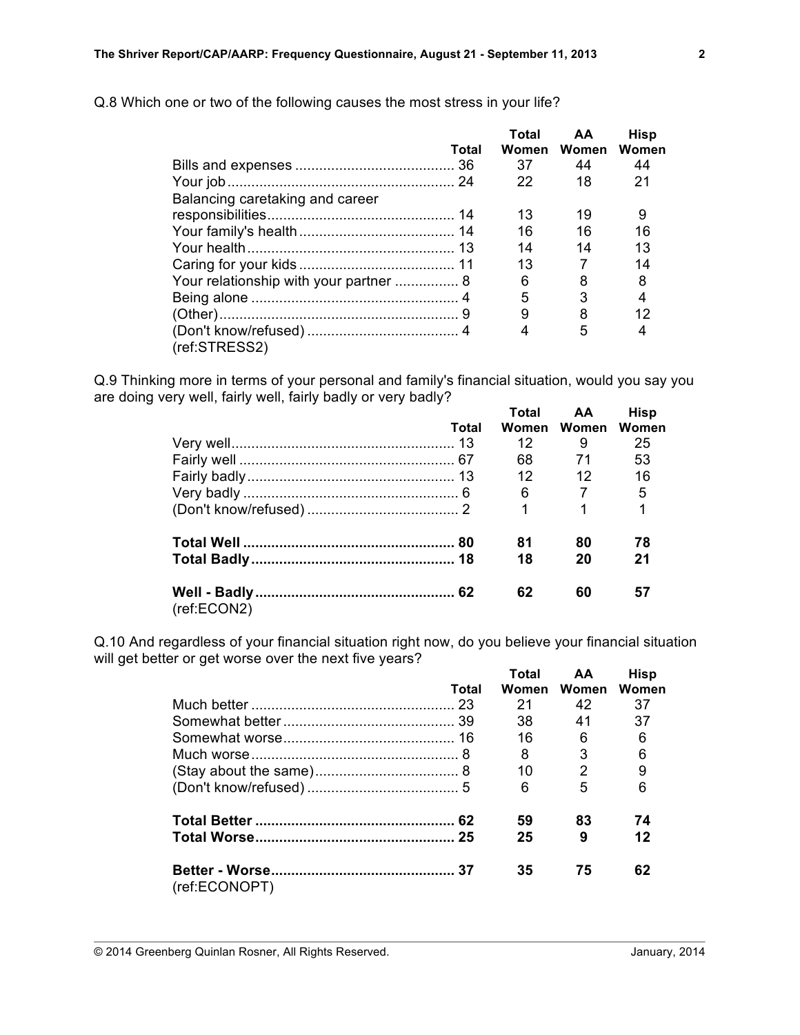Q.8 Which one or two of the following causes the most stress in your life?

| | Total | Total Women | AA Women | Hisp Women |
|---|---|---|---|---|
| Bills and expenses | 36 | 37 | 44 | 44 |
| Your job | 24 | 22 | 18 | 21 |
| Balancing caretaking and career responsibilities | 14 | 13 | 19 | 9 |
| Your family's health | 14 | 16 | 16 | 16 |
| Your health | 13 | 14 | 14 | 13 |
| Caring for your kids | 11 | 13 | 7 | 14 |
| Your relationship with your partner | 8 | 6 | 8 | 8 |
| Being alone | 4 | 5 | 3 | 4 |
| (Other) | 9 | 9 | 8 | 12 |
| (Don't know/refused) | 4 | 4 | 5 | 4 |

(ref:STRESS2)

Q.9 Thinking more in terms of your personal and family's financial situation, would you say you are doing very well, fairly well, fairly badly or very badly?

| | Total | Total Women | AA Women | Hisp Women |
|---|---|---|---|---|
| Very well | 13 | 12 | 9 | 25 |
| Fairly well | 67 | 68 | 71 | 53 |
| Fairly badly | 13 | 12 | 12 | 16 |
| Very badly | 6 | 6 | 7 | 5 |
| (Don't know/refused) | 2 | 1 | 1 | 1 |
| **Total Well** | **80** | **81** | **80** | **78** |
| **Total Badly** | **18** | **18** | **20** | **21** |
| **Well - Badly** | **62** | **62** | **60** | **57** |

(ref:ECON2)

Q.10 And regardless of your financial situation right now, do you believe your financial situation will get better or get worse over the next five years?

| | Total | Total Women | AA Women | Hisp Women |
|---|---|---|---|---|
| Much better | 23 | 21 | 42 | 37 |
| Somewhat better | 39 | 38 | 41 | 37 |
| Somewhat worse | 16 | 16 | 6 | 6 |
| Much worse | 8 | 8 | 3 | 6 |
| (Stay about the same) | 8 | 10 | 2 | 9 |
| (Don't know/refused) | 5 | 6 | 5 | 6 |
| **Total Better** | **62** | **59** | **83** | **74** |
| **Total Worse** | **25** | **25** | **9** | **12** |
| **Better - Worse** | **37** | **35** | **75** | **62** |

(ref:ECONOPT)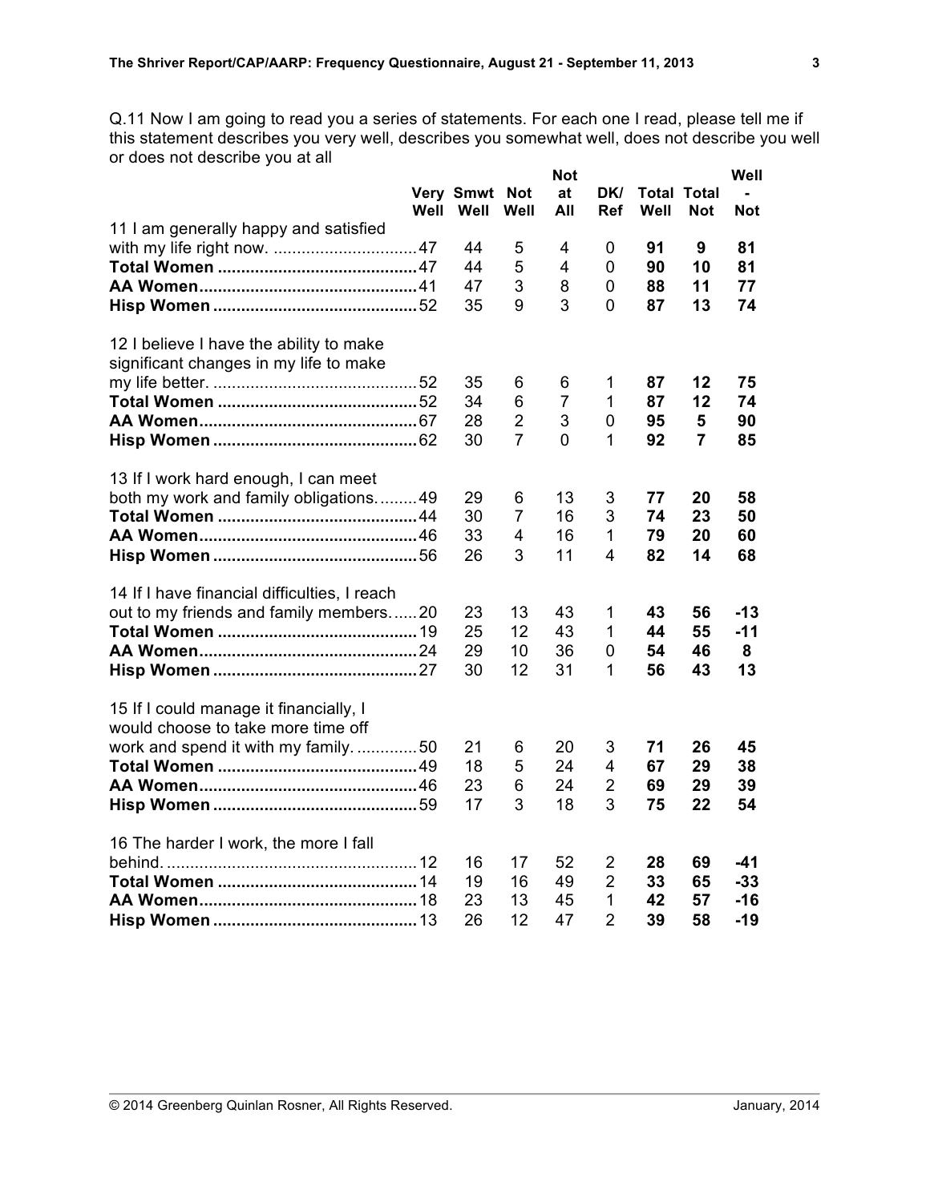Q.11 Now I am going to read you a series of statements. For each one I read, please tell me if this statement describes you very well, describes you somewhat well, does not describe you well or does not describe you at all

| | Very Well | Smwt Well | Not Well | Not at All | DK/ Ref | Total Well | Total Not | Well - Not |
|---|---|---|---|---|---|---|---|---|
| 11 I am generally happy and satisfied with my life right now. | 47 | 44 | 5 | 4 | 0 | **91** | **9** | **81** |
| **Total Women** | 47 | 44 | 5 | 4 | 0 | **90** | **10** | **81** |
| **AA Women** | 41 | 47 | 3 | 8 | 0 | **88** | **11** | **77** |
| **Hisp Women** | 52 | 35 | 9 | 3 | 0 | **87** | **13** | **74** |
| 12 I believe I have the ability to make significant changes in my life to make my life better. | 52 | 35 | 6 | 6 | 1 | **87** | **12** | **75** |
| **Total Women** | 52 | 34 | 6 | 7 | 1 | **87** | **12** | **74** |
| **AA Women** | 67 | 28 | 2 | 3 | 0 | **95** | **5** | **90** |
| **Hisp Women** | 62 | 30 | 7 | 0 | 1 | **92** | **7** | **85** |
| 13 If I work hard enough, I can meet both my work and family obligations. | 49 | 29 | 6 | 13 | 3 | **77** | **20** | **58** |
| **Total Women** | 44 | 30 | 7 | 16 | 3 | **74** | **23** | **50** |
| **AA Women** | 46 | 33 | 4 | 16 | 1 | **79** | **20** | **60** |
| **Hisp Women** | 56 | 26 | 3 | 11 | 4 | **82** | **14** | **68** |
| 14 If I have financial difficulties, I reach out to my friends and family members. | 20 | 23 | 13 | 43 | 1 | **43** | **56** | **-13** |
| **Total Women** | 19 | 25 | 12 | 43 | 1 | **44** | **55** | **-11** |
| **AA Women** | 24 | 29 | 10 | 36 | 0 | **54** | **46** | **8** |
| **Hisp Women** | 27 | 30 | 12 | 31 | 1 | **56** | **43** | **13** |
| 15 If I could manage it financially, I would choose to take more time off work and spend it with my family. | 50 | 21 | 6 | 20 | 3 | **71** | **26** | **45** |
| **Total Women** | 49 | 18 | 5 | 24 | 4 | **67** | **29** | **38** |
| **AA Women** | 46 | 23 | 6 | 24 | 2 | **69** | **29** | **39** |
| **Hisp Women** | 59 | 17 | 3 | 18 | 3 | **75** | **22** | **54** |
| 16 The harder I work, the more I fall behind. | 12 | 16 | 17 | 52 | 2 | **28** | **69** | **-41** |
| **Total Women** | 14 | 19 | 16 | 49 | 2 | **33** | **65** | **-33** |
| **AA Women** | 18 | 23 | 13 | 45 | 1 | **42** | **57** | **-16** |
| **Hisp Women** | 13 | 26 | 12 | 47 | 2 | **39** | **58** | **-19** |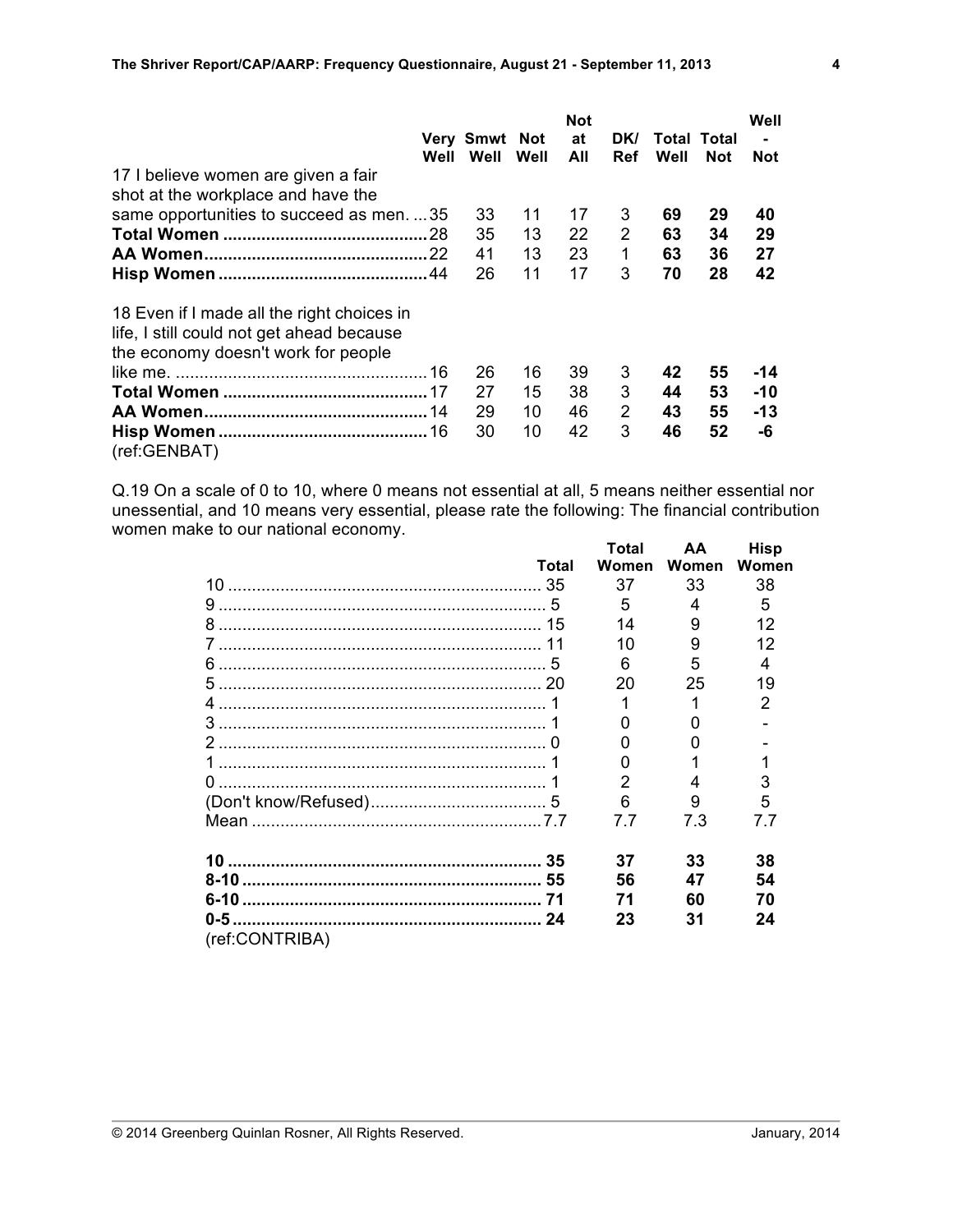| | Very Well | Smwt Well | Not Well | Not at All | DK/ Ref | Total Well | Total Not | Well - Not |
|---|---|---|---|---|---|---|---|---|
| 17 I believe women are given a fair shot at the workplace and have the same opportunities to succeed as men. | 35 | 33 | 11 | 17 | 3 | **69** | **29** | **40** |
| **Total Women** | 28 | 35 | 13 | 22 | 2 | **63** | **34** | **29** |
| **AA Women** | 22 | 41 | 13 | 23 | 1 | **63** | **36** | **27** |
| **Hisp Women** | 44 | 26 | 11 | 17 | 3 | **70** | **28** | **42** |
| 18 Even if I made all the right choices in life, I still could not get ahead because the economy doesn't work for people like me. | 16 | 26 | 16 | 39 | 3 | **42** | **55** | **-14** |
| **Total Women** | 17 | 27 | 15 | 38 | 3 | **44** | **53** | **-10** |
| **AA Women** | 14 | 29 | 10 | 46 | 2 | **43** | **55** | **-13** |
| **Hisp Women** | 16 | 30 | 10 | 42 | 3 | **46** | **52** | **-6** |

(ref:GENBAT)

Q.19 On a scale of 0 to 10, where 0 means not essential at all, 5 means neither essential nor unessential, and 10 means very essential, please rate the following: The financial contribution women make to our national economy.

| | Total | Total Women | AA Women | Hisp Women |
|---|---|---|---|---|
| 10 | 35 | 37 | 33 | 38 |
| 9 | 5 | 5 | 4 | 5 |
| 8 | 15 | 14 | 9 | 12 |
| 7 | 11 | 10 | 9 | 12 |
| 6 | 5 | 6 | 5 | 4 |
| 5 | 20 | 20 | 25 | 19 |
| 4 | 1 | 1 | 1 | 2 |
| 3 | 1 | 0 | 0 | - |
| 2 | 0 | 0 | 0 | - |
| 1 | 1 | 0 | 1 | 1 |
| 0 | 1 | 2 | 4 | 3 |
| (Don't know/Refused) | 5 | 6 | 9 | 5 |
| Mean | 7.7 | 7.7 | 7.3 | 7.7 |
| **10** | **35** | **37** | **33** | **38** |
| **8-10** | **55** | **56** | **47** | **54** |
| **6-10** | **71** | **71** | **60** | **70** |
| **0-5** | **24** | **23** | **31** | **24** |

(ref:CONTRIBA)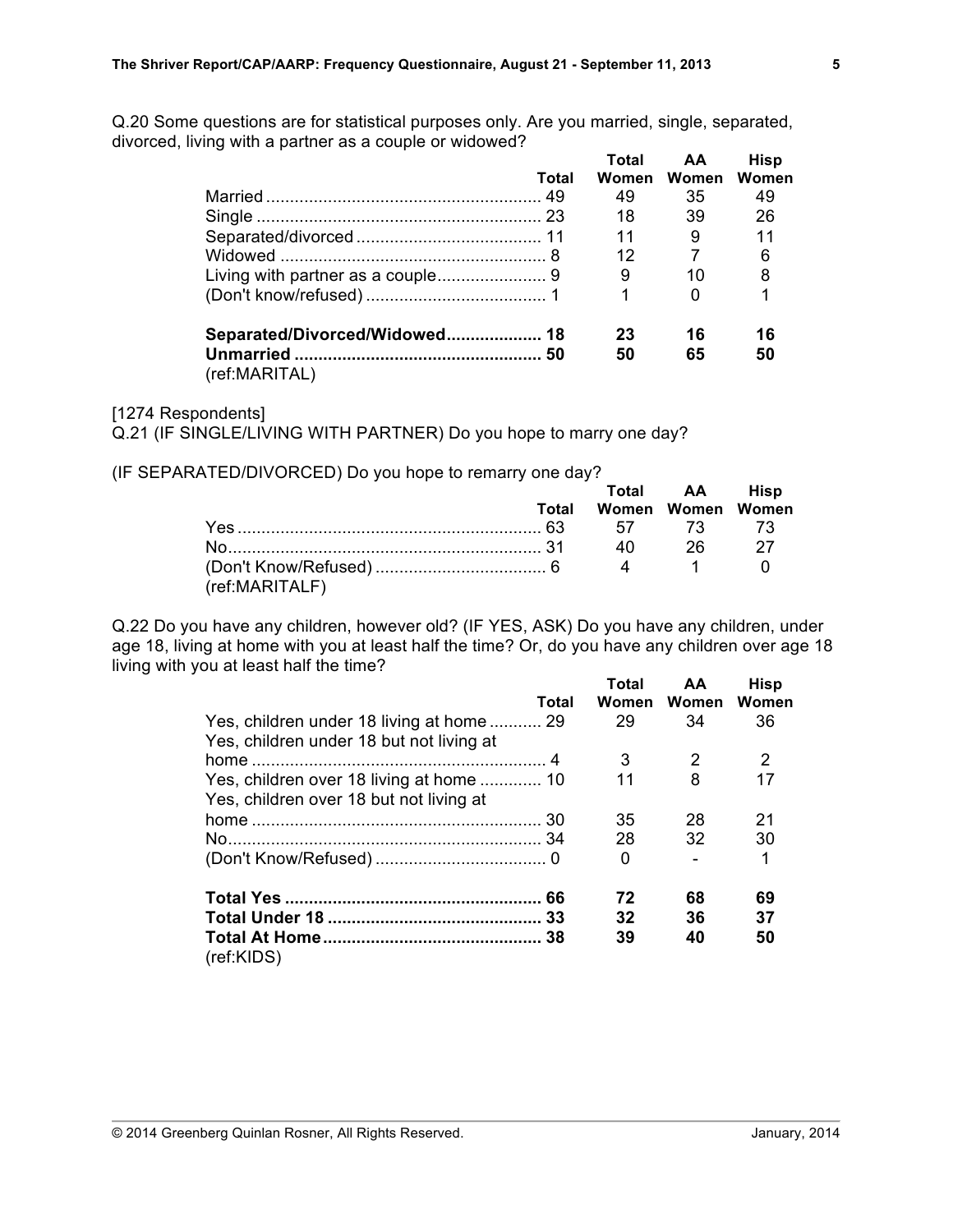Q.20 Some questions are for statistical purposes only. Are you married, single, separated, divorced, living with a partner as a couple or widowed?

| | Total | Total Women | AA Women | Hisp Women |
|---|---|---|---|---|
| Married | 49 | 49 | 35 | 49 |
| Single | 23 | 18 | 39 | 26 |
| Separated/divorced | 11 | 11 | 9 | 11 |
| Widowed | 8 | 12 | 7 | 6 |
| Living with partner as a couple | 9 | 9 | 10 | 8 |
| (Don't know/refused) | 1 | 1 | 0 | 1 |
| **Separated/Divorced/Widowed** | **18** | **23** | **16** | **16** |
| **Unmarried** | **50** | **50** | **65** | **50** |

(ref:MARITAL)

[1274 Respondents]

Q.21 (IF SINGLE/LIVING WITH PARTNER) Do you hope to marry one day?

(IF SEPARATED/DIVORCED) Do you hope to remarry one day?

| | Total | Total Women | AA Women | Hisp Women |
|---|---|---|---|---|
| Yes | 63 | 57 | 73 | 73 |
| No | 31 | 40 | 26 | 27 |
| (Don't Know/Refused) | 6 | 4 | 1 | 0 |

(ref:MARITALF)

Q.22 Do you have any children, however old? (IF YES, ASK) Do you have any children, under age 18, living at home with you at least half the time? Or, do you have any children over age 18 living with you at least half the time?

| | Total | Total Women | AA Women | Hisp Women |
|---|---|---|---|---|
| Yes, children under 18 living at home | 29 | 29 | 34 | 36 |
| Yes, children under 18 but not living at home | 4 | 3 | 2 | 2 |
| Yes, children over 18 living at home | 10 | 11 | 8 | 17 |
| Yes, children over 18 but not living at home | 30 | 35 | 28 | 21 |
| No | 34 | 28 | 32 | 30 |
| (Don't Know/Refused) | 0 | 0 | - | 1 |
| **Total Yes** | **66** | **72** | **68** | **69** |
| **Total Under 18** | **33** | **32** | **36** | **37** |
| **Total At Home** | **38** | **39** | **40** | **50** |

(ref:KIDS)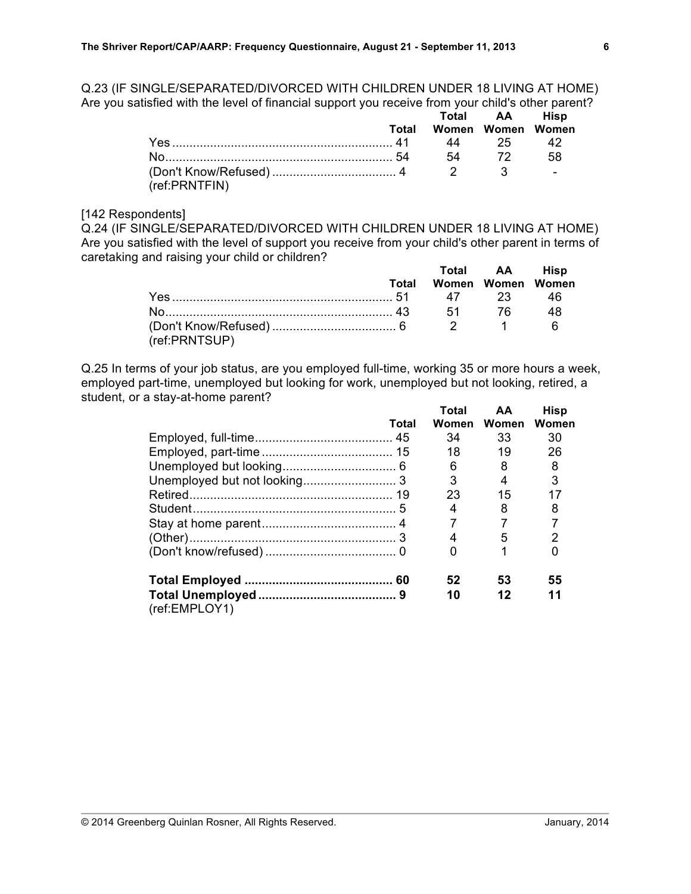Q.23 (IF SINGLE/SEPARATED/DIVORCED WITH CHILDREN UNDER 18 LIVING AT HOME) Are you satisfied with the level of financial support you receive from your child's other parent?

| | Total | Total Women | AA Women | Hisp Women |
|---|---|---|---|---|
| Yes | 41 | 44 | 25 | 42 |
| No | 54 | 54 | 72 | 58 |
| (Don't Know/Refused) | 4 | 2 | 3 | - |

(ref:PRNTFIN)

[142 Respondents]
Q.24 (IF SINGLE/SEPARATED/DIVORCED WITH CHILDREN UNDER 18 LIVING AT HOME) Are you satisfied with the level of support you receive from your child's other parent in terms of caretaking and raising your child or children?

| | Total | Total Women | AA Women | Hisp Women |
|---|---|---|---|---|
| Yes | 51 | 47 | 23 | 46 |
| No | 43 | 51 | 76 | 48 |
| (Don't Know/Refused) | 6 | 2 | 1 | 6 |

(ref:PRNTSUP)

Q.25 In terms of your job status, are you employed full-time, working 35 or more hours a week, employed part-time, unemployed but looking for work, unemployed but not looking, retired, a student, or a stay-at-home parent?

| | Total | Total Women | AA Women | Hisp Women |
|---|---|---|---|---|
| Employed, full-time | 45 | 34 | 33 | 30 |
| Employed, part-time | 15 | 18 | 19 | 26 |
| Unemployed but looking | 6 | 6 | 8 | 8 |
| Unemployed but not looking | 3 | 3 | 4 | 3 |
| Retired | 19 | 23 | 15 | 17 |
| Student | 5 | 4 | 8 | 8 |
| Stay at home parent | 4 | 7 | 7 | 7 |
| (Other) | 3 | 4 | 5 | 2 |
| (Don't know/refused) | 0 | 0 | 1 | 0 |
| **Total Employed** | **60** | **52** | **53** | **55** |
| **Total Unemployed** | **9** | **10** | **12** | **11** |

(ref:EMPLOY1)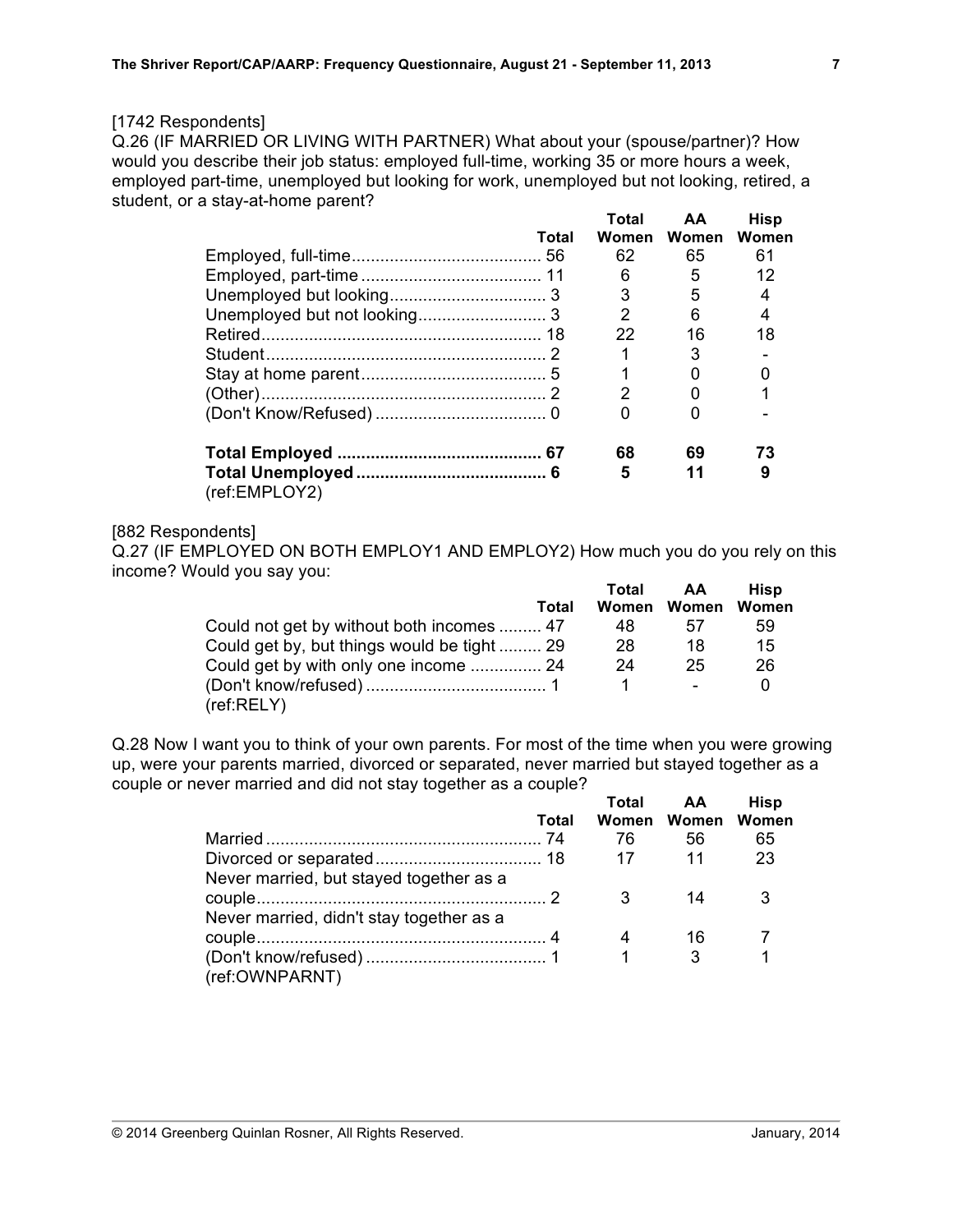[1742 Respondents]
Q.26 (IF MARRIED OR LIVING WITH PARTNER) What about your (spouse/partner)? How would you describe their job status: employed full-time, working 35 or more hours a week, employed part-time, unemployed but looking for work, unemployed but not looking, retired, a student, or a stay-at-home parent?

| | Total | Total Women | AA Women | Hisp Women |
|---|---|---|---|---|
| Employed, full-time | 56 | 62 | 65 | 61 |
| Employed, part-time | 11 | 6 | 5 | 12 |
| Unemployed but looking | 3 | 3 | 5 | 4 |
| Unemployed but not looking | 3 | 2 | 6 | 4 |
| Retired | 18 | 22 | 16 | 18 |
| Student | 2 | 1 | 3 | - |
| Stay at home parent | 5 | 1 | 0 | 0 |
| (Other) | 2 | 2 | 0 | 1 |
| (Don't Know/Refused) | 0 | 0 | 0 | - |
| **Total Employed** | **67** | **68** | **69** | **73** |
| **Total Unemployed** | **6** | **5** | **11** | **9** |

(ref:EMPLOY2)

[882 Respondents]
Q.27 (IF EMPLOYED ON BOTH EMPLOY1 AND EMPLOY2) How much you do you rely on this income? Would you say you:

| | Total | Total Women | AA Women | Hisp Women |
|---|---|---|---|---|
| Could not get by without both incomes | 47 | 48 | 57 | 59 |
| Could get by, but things would be tight | 29 | 28 | 18 | 15 |
| Could get by with only one income | 24 | 24 | 25 | 26 |
| (Don't know/refused) | 1 | 1 | - | 0 |

(ref:RELY)

Q.28 Now I want you to think of your own parents. For most of the time when you were growing up, were your parents married, divorced or separated, never married but stayed together as a couple or never married and did not stay together as a couple?

| | Total | Total Women | AA Women | Hisp Women |
|---|---|---|---|---|
| Married | 74 | 76 | 56 | 65 |
| Divorced or separated | 18 | 17 | 11 | 23 |
| Never married, but stayed together as a couple | 2 | 3 | 14 | 3 |
| Never married, didn't stay together as a couple | 4 | 4 | 16 | 7 |
| (Don't know/refused) | 1 | 1 | 3 | 1 |

(ref:OWNPARNT)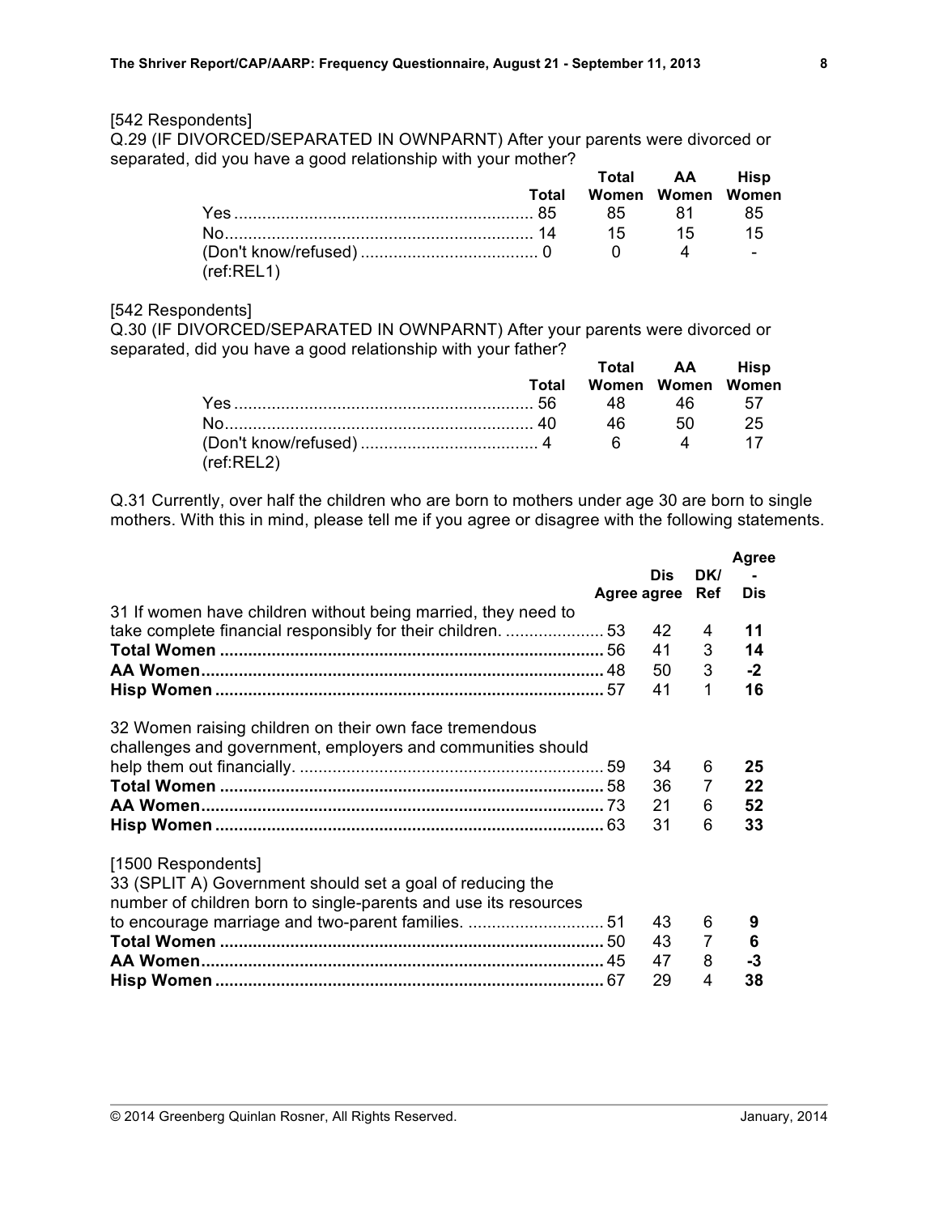[542 Respondents]

Q.29 (IF DIVORCED/SEPARATED IN OWNPARNT) After your parents were divorced or separated, did you have a good relationship with your mother?

| | Total | Total Women | AA Women | Hisp Women |
|---|---|---|---|---|
| Yes | 85 | 85 | 81 | 85 |
| No | 14 | 15 | 15 | 15 |
| (Don't know/refused) | 0 | 0 | 4 | - |

(ref:REL1)

[542 Respondents]

Q.30 (IF DIVORCED/SEPARATED IN OWNPARNT) After your parents were divorced or separated, did you have a good relationship with your father?

| | Total | Total Women | AA Women | Hisp Women |
|---|---|---|---|---|
| Yes | 56 | 48 | 46 | 57 |
| No | 40 | 46 | 50 | 25 |
| (Don't know/refused) | 4 | 6 | 4 | 17 |

(ref:REL2)

Q.31 Currently, over half the children who are born to mothers under age 30 are born to single mothers. With this in mind, please tell me if you agree or disagree with the following statements.

| | Agree | Dis agree | DK/ Ref | Agree - Dis |
|---|---|---|---|---|
| 31 If women have children without being married, they need to take complete financial responsibly for their children. | 53 | 42 | 4 | **11** |
| **Total Women** | 56 | 41 | 3 | **14** |
| **AA Women** | 48 | 50 | 3 | **-2** |
| **Hisp Women** | 57 | 41 | 1 | **16** |
| 32 Women raising children on their own face tremendous challenges and government, employers and communities should help them out financially. | 59 | 34 | 6 | **25** |
| **Total Women** | 58 | 36 | 7 | **22** |
| **AA Women** | 73 | 21 | 6 | **52** |
| **Hisp Women** | 63 | 31 | 6 | **33** |
| [1500 Respondents] 33 (SPLIT A) Government should set a goal of reducing the number of children born to single-parents and use its resources to encourage marriage and two-parent families. | 51 | 43 | 6 | **9** |
| **Total Women** | 50 | 43 | 7 | **6** |
| **AA Women** | 45 | 47 | 8 | **-3** |
| **Hisp Women** | 67 | 29 | 4 | **38** |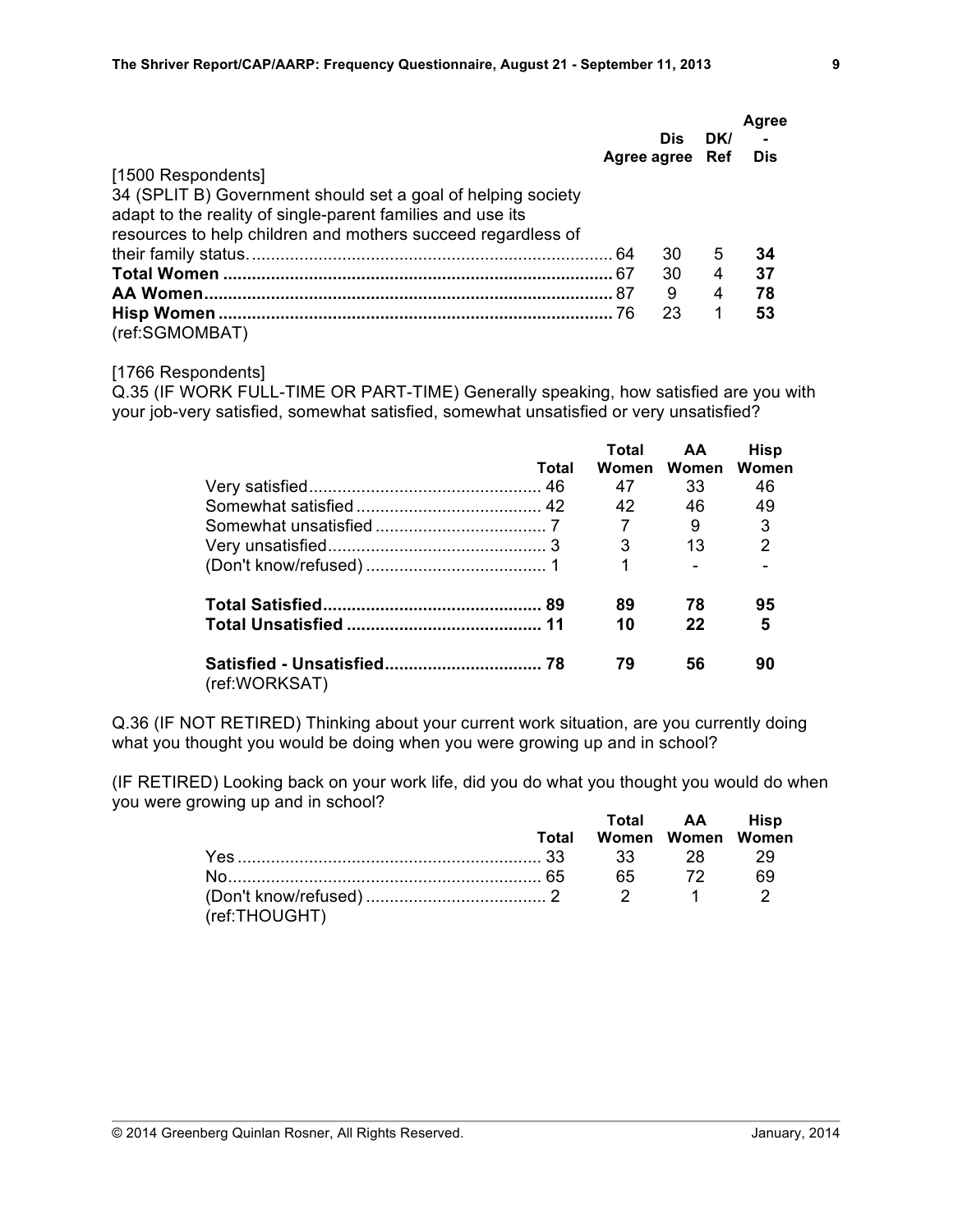[1500 Respondents]

| | Agree | Dis agree | DK/ Ref | Agree - Dis |
|---|---|---|---|---|
| 34 (SPLIT B) Government should set a goal of helping society adapt to the reality of single-parent families and use its resources to help children and mothers succeed regardless of their family status. | 64 | 30 | 5 | **34** |
| **Total Women** | 67 | 30 | 4 | **37** |
| **AA Women** | 87 | 9 | 4 | **78** |
| **Hisp Women** | 76 | 23 | 1 | **53** |

(ref:SGMOMBAT)

[1766 Respondents]

Q.35 (IF WORK FULL-TIME OR PART-TIME) Generally speaking, how satisfied are you with your job-very satisfied, somewhat satisfied, somewhat unsatisfied or very unsatisfied?

| | Total | Total Women | AA Women | Hisp Women |
|---|---|---|---|---|
| Very satisfied | 46 | 47 | 33 | 46 |
| Somewhat satisfied | 42 | 42 | 46 | 49 |
| Somewhat unsatisfied | 7 | 7 | 9 | 3 |
| Very unsatisfied | 3 | 3 | 13 | 2 |
| (Don't know/refused) | 1 | 1 | - | - |
| **Total Satisfied** | **89** | **89** | **78** | **95** |
| **Total Unsatisfied** | **11** | **10** | **22** | **5** |
| **Satisfied - Unsatisfied** | **78** | **79** | **56** | **90** |

(ref:WORKSAT)

Q.36 (IF NOT RETIRED) Thinking about your current work situation, are you currently doing what you thought you would be doing when you were growing up and in school?

(IF RETIRED) Looking back on your work life, did you do what you thought you would do when you were growing up and in school?

| | Total | Total Women | AA Women | Hisp Women |
|---|---|---|---|---|
| Yes | 33 | 33 | 28 | 29 |
| No | 65 | 65 | 72 | 69 |
| (Don't know/refused) | 2 | 2 | 1 | 2 |

(ref:THOUGHT)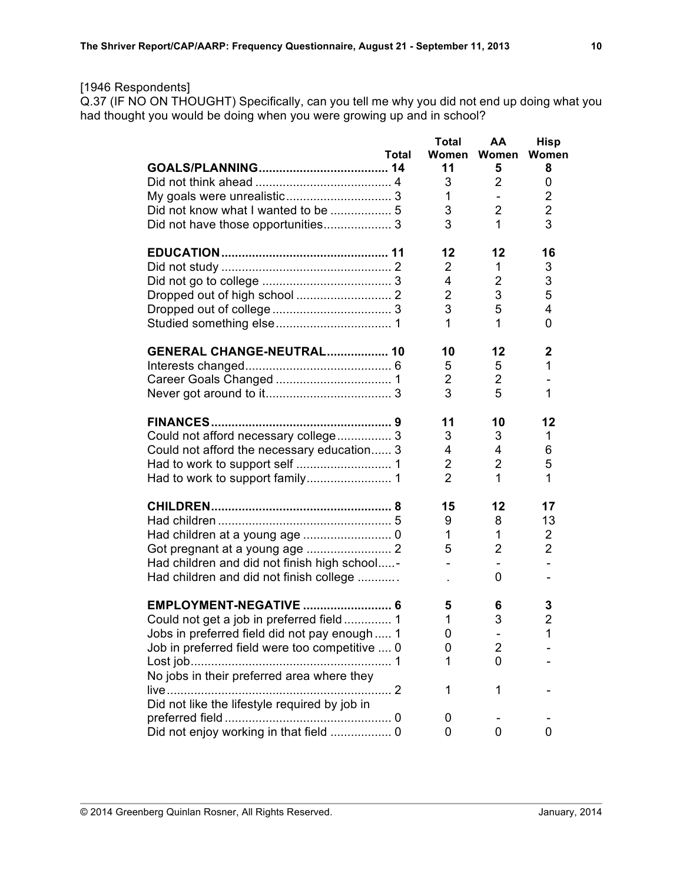[1946 Respondents]
Q.37 (IF NO ON THOUGHT) Specifically, can you tell me why you did not end up doing what you had thought you would be doing when you were growing up and in school?

| | Total | Total Women | AA Women | Hisp Women |
|---|---|---|---|---|
| **GOALS/PLANNING** | **14** | **11** | **5** | **8** |
| Did not think ahead | 4 | 3 | 2 | 0 |
| My goals were unrealistic | 3 | 1 | - | 2 |
| Did not know what I wanted to be | 5 | 3 | 2 | 2 |
| Did not have those opportunities | 3 | 3 | 1 | 3 |
| **EDUCATION** | **11** | **12** | **12** | **16** |
| Did not study | 2 | 2 | 1 | 3 |
| Did not go to college | 3 | 4 | 2 | 3 |
| Dropped out of high school | 2 | 2 | 3 | 5 |
| Dropped out of college | 3 | 3 | 5 | 4 |
| Studied something else | 1 | 1 | 1 | 0 |
| **GENERAL CHANGE-NEUTRAL** | **10** | **10** | **12** | **2** |
| Interests changed | 6 | 5 | 5 | 1 |
| Career Goals Changed | 1 | 2 | 2 | - |
| Never got around to it | 3 | 3 | 5 | 1 |
| **FINANCES** | **9** | **11** | **10** | **12** |
| Could not afford necessary college | 3 | 3 | 3 | 1 |
| Could not afford the necessary education | 3 | 4 | 4 | 6 |
| Had to work to support self | 1 | 2 | 2 | 5 |
| Had to work to support family | 1 | 2 | 1 | 1 |
| **CHILDREN** | **8** | **15** | **12** | **17** |
| Had children | 5 | 9 | 8 | 13 |
| Had children at a young age | 0 | 1 | 1 | 2 |
| Got pregnant at a young age | 2 | 5 | 2 | 2 |
| Had children and did not finish high school | - | - | - | - |
| Had children and did not finish college | . | . | 0 | - |
| **EMPLOYMENT-NEGATIVE** | **6** | **5** | **6** | **3** |
| Could not get a job in preferred field | 1 | 1 | 3 | 2 |
| Jobs in preferred field did not pay enough | 1 | 0 | - | 1 |
| Job in preferred field were too competitive | 0 | 0 | 2 | - |
| Lost job | 1 | 1 | 0 | - |
| No jobs in their preferred area where they live | 2 | 1 | 1 | - |
| Did not like the lifestyle required by job in preferred field | 0 | 0 | - | - |
| Did not enjoy working in that field | 0 | 0 | 0 | 0 |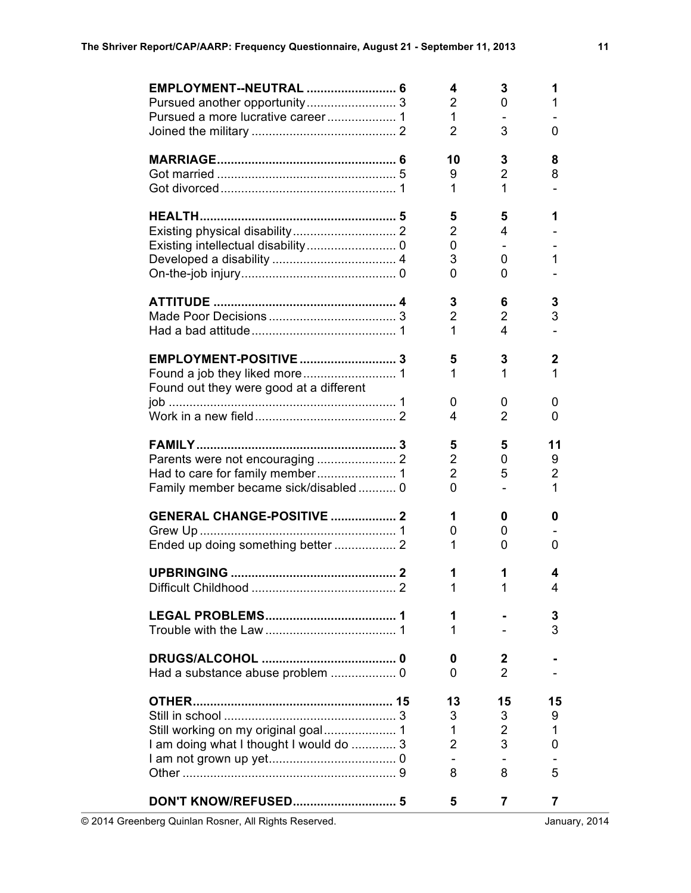| | | | | |
|---|---|---|---|---|
| **EMPLOYMENT--NEUTRAL** | **6** | **4** | **3** | **1** |
| Pursued another opportunity | 3 | 2 | 0 | 1 |
| Pursued a more lucrative career | 1 | 1 | - | - |
| Joined the military | 2 | 2 | 3 | 0 |
| **MARRIAGE** | **6** | **10** | **3** | **8** |
| Got married | 5 | 9 | 2 | 8 |
| Got divorced | 1 | 1 | 1 | - |
| **HEALTH** | **5** | **5** | **5** | **1** |
| Existing physical disability | 2 | 2 | 4 | - |
| Existing intellectual disability | 0 | 0 | - | - |
| Developed a disability | 4 | 3 | 0 | 1 |
| On-the-job injury | 0 | 0 | 0 | - |
| **ATTITUDE** | **4** | **3** | **6** | **3** |
| Made Poor Decisions | 3 | 2 | 2 | 3 |
| Had a bad attitude | 1 | 1 | 4 | - |
| **EMPLOYMENT-POSITIVE** | **3** | **5** | **3** | **2** |
| Found a job they liked more | 1 | 1 | 1 | 1 |
| Found out they were good at a different job | 1 | 0 | 0 | 0 |
| Work in a new field | 2 | 4 | 2 | 0 |
| **FAMILY** | **3** | **5** | **5** | **11** |
| Parents were not encouraging | 2 | 2 | 0 | 9 |
| Had to care for family member | 1 | 2 | 5 | 2 |
| Family member became sick/disabled | 0 | 0 | - | 1 |
| **GENERAL CHANGE-POSITIVE** | **2** | **1** | **0** | **0** |
| Grew Up | 1 | 0 | 0 | - |
| Ended up doing something better | 2 | 1 | 0 | 0 |
| **UPBRINGING** | **2** | **1** | **1** | **4** |
| Difficult Childhood | 2 | 1 | 1 | 4 |
| **LEGAL PROBLEMS** | **1** | **1** | **-** | **3** |
| Trouble with the Law | 1 | 1 | - | 3 |
| **DRUGS/ALCOHOL** | **0** | **0** | **2** | **-** |
| Had a substance abuse problem | 0 | 0 | 2 | - |
| **OTHER** | **15** | **13** | **15** | **15** |
| Still in school | 3 | 3 | 3 | 9 |
| Still working on my original goal | 1 | 1 | 2 | 1 |
| I am doing what I thought I would do | 3 | 2 | 3 | 0 |
| I am not grown up yet | 0 | - | - | - |
| Other | 9 | 8 | 8 | 5 |
| **DON'T KNOW/REFUSED** | **5** | **5** | **7** | **7** |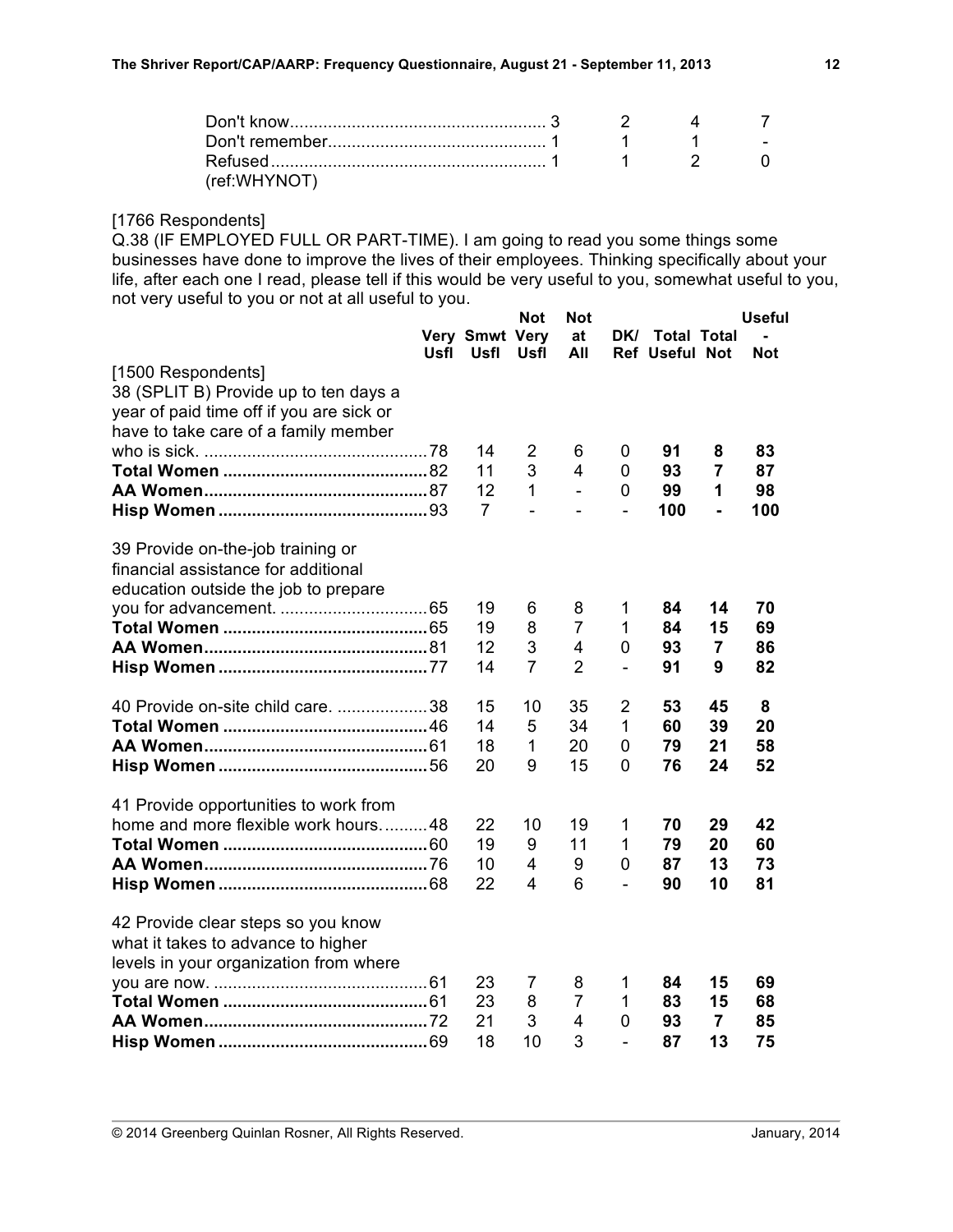| | | | |
|---|---|---|---|
| Don't know | 3 | 2 | 4 | 7 |
| Don't remember | 1 | 1 | 1 | - |
| Refused | 1 | 1 | 2 | 0 |

(ref:WHYNOT)

[1766 Respondents]
Q.38 (IF EMPLOYED FULL OR PART-TIME). I am going to read you some things some businesses have done to improve the lives of their employees. Thinking specifically about your life, after each one I read, please tell if this would be very useful to you, somewhat useful to you, not very useful to you or not at all useful to you.

| | Very Usfl | Smwt Usfl | Not Very Usfl | Not at All | DK/ Ref | Total Useful | Total Not | Useful - Not |
|---|---|---|---|---|---|---|---|---|
| [1500 Respondents] 38 (SPLIT B) Provide up to ten days a year of paid time off if you are sick or have to take care of a family member who is sick. | 78 | 14 | 2 | 6 | 0 | **91** | **8** | **83** |
| **Total Women** | 82 | 11 | 3 | 4 | 0 | **93** | **7** | **87** |
| **AA Women** | 87 | 12 | 1 | - | 0 | **99** | **1** | **98** |
| **Hisp Women** | 93 | 7 | - | - | - | **100** | **-** | **100** |
| 39 Provide on-the-job training or financial assistance for additional education outside the job to prepare you for advancement. | 65 | 19 | 6 | 8 | 1 | **84** | **14** | **70** |
| **Total Women** | 65 | 19 | 8 | 7 | 1 | **84** | **15** | **69** |
| **AA Women** | 81 | 12 | 3 | 4 | 0 | **93** | **7** | **86** |
| **Hisp Women** | 77 | 14 | 7 | 2 | - | **91** | **9** | **82** |
| 40 Provide on-site child care. | 38 | 15 | 10 | 35 | 2 | **53** | **45** | **8** |
| **Total Women** | 46 | 14 | 5 | 34 | 1 | **60** | **39** | **20** |
| **AA Women** | 61 | 18 | 1 | 20 | 0 | **79** | **21** | **58** |
| **Hisp Women** | 56 | 20 | 9 | 15 | 0 | **76** | **24** | **52** |
| 41 Provide opportunities to work from home and more flexible work hours. | 48 | 22 | 10 | 19 | 1 | **70** | **29** | **42** |
| **Total Women** | 60 | 19 | 9 | 11 | 1 | **79** | **20** | **60** |
| **AA Women** | 76 | 10 | 4 | 9 | 0 | **87** | **13** | **73** |
| **Hisp Women** | 68 | 22 | 4 | 6 | - | **90** | **10** | **81** |
| 42 Provide clear steps so you know what it takes to advance to higher levels in your organization from where you are now. | 61 | 23 | 7 | 8 | 1 | **84** | **15** | **69** |
| **Total Women** | 61 | 23 | 8 | 7 | 1 | **83** | **15** | **68** |
| **AA Women** | 72 | 21 | 3 | 4 | 0 | **93** | **7** | **85** |
| **Hisp Women** | 69 | 18 | 10 | 3 | - | **87** | **13** | **75** |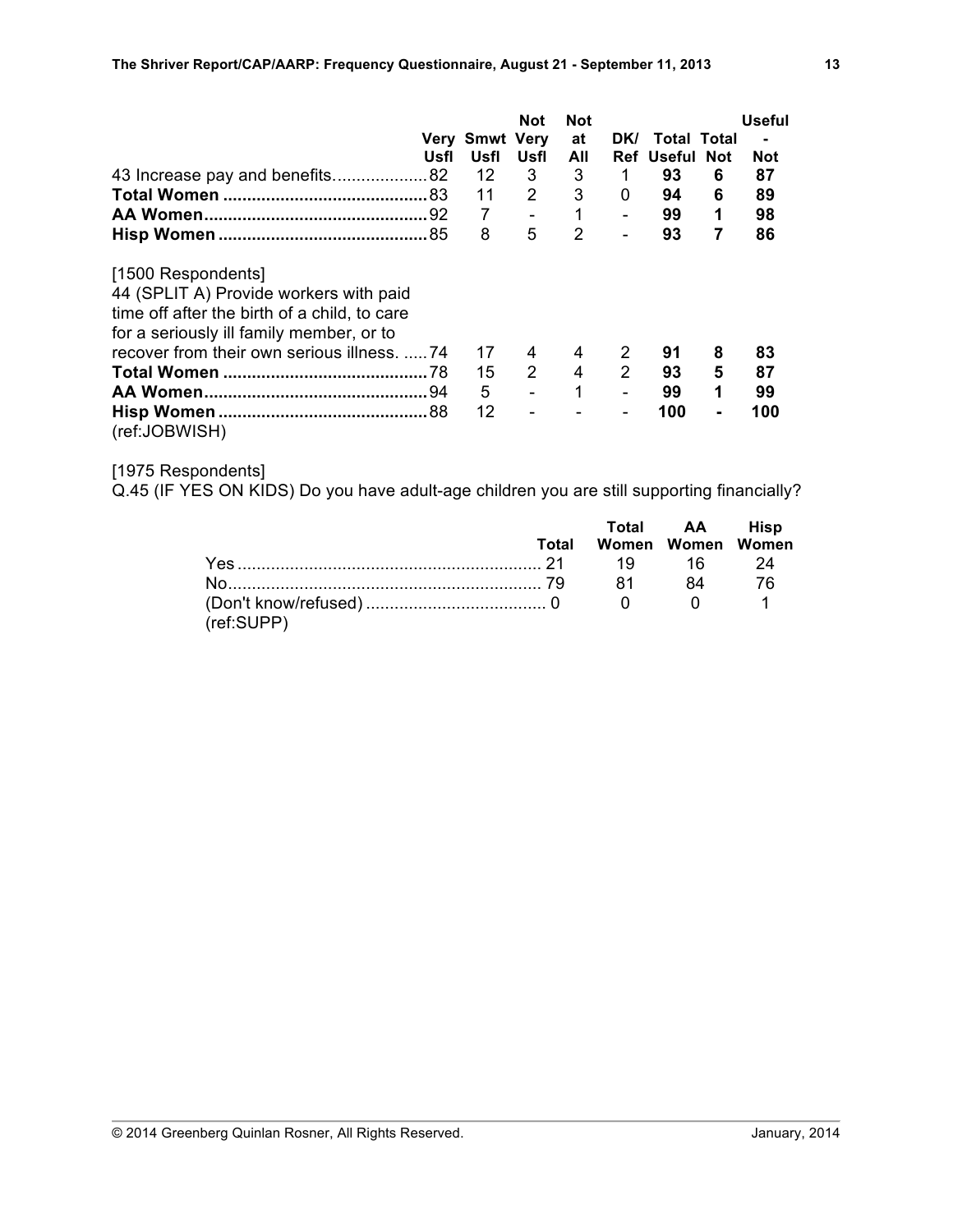| | Very Usfl | Smwt Usfl | Not Very Usfl | Not at All | DK/ Ref | Total Useful | Total Not | Useful - Not |
|---|---|---|---|---|---|---|---|---|
| 43 Increase pay and benefits | 82 | 12 | 3 | 3 | 1 | **93** | **6** | **87** |
| **Total Women** | 83 | 11 | 2 | 3 | 0 | **94** | **6** | **89** |
| **AA Women** | 92 | 7 | - | 1 | - | **99** | **1** | **98** |
| **Hisp Women** | 85 | 8 | 5 | 2 | - | **93** | **7** | **86** |

[1500 Respondents]

| | Very Usfl | Smwt Usfl | Not Very Usfl | Not at All | DK/ Ref | Total Useful | Total Not | Useful - Not |
|---|---|---|---|---|---|---|---|---|
| 44 (SPLIT A) Provide workers with paid time off after the birth of a child, to care for a seriously ill family member, or to recover from their own serious illness. | 74 | 17 | 4 | 4 | 2 | **91** | **8** | **83** |
| **Total Women** | 78 | 15 | 2 | 4 | 2 | **93** | **5** | **87** |
| **AA Women** | 94 | 5 | - | 1 | - | **99** | **1** | **99** |
| **Hisp Women** | 88 | 12 | - | - | - | **100** | **-** | **100** |

(ref:JOBWISH)

[1975 Respondents]

Q.45 (IF YES ON KIDS) Do you have adult-age children you are still supporting financially?

| | Total | Total Women | AA Women | Hisp Women |
|---|---|---|---|---|
| Yes | 21 | 19 | 16 | 24 |
| No | 79 | 81 | 84 | 76 |
| (Don't know/refused) | 0 | 0 | 0 | 1 |

(ref:SUPP)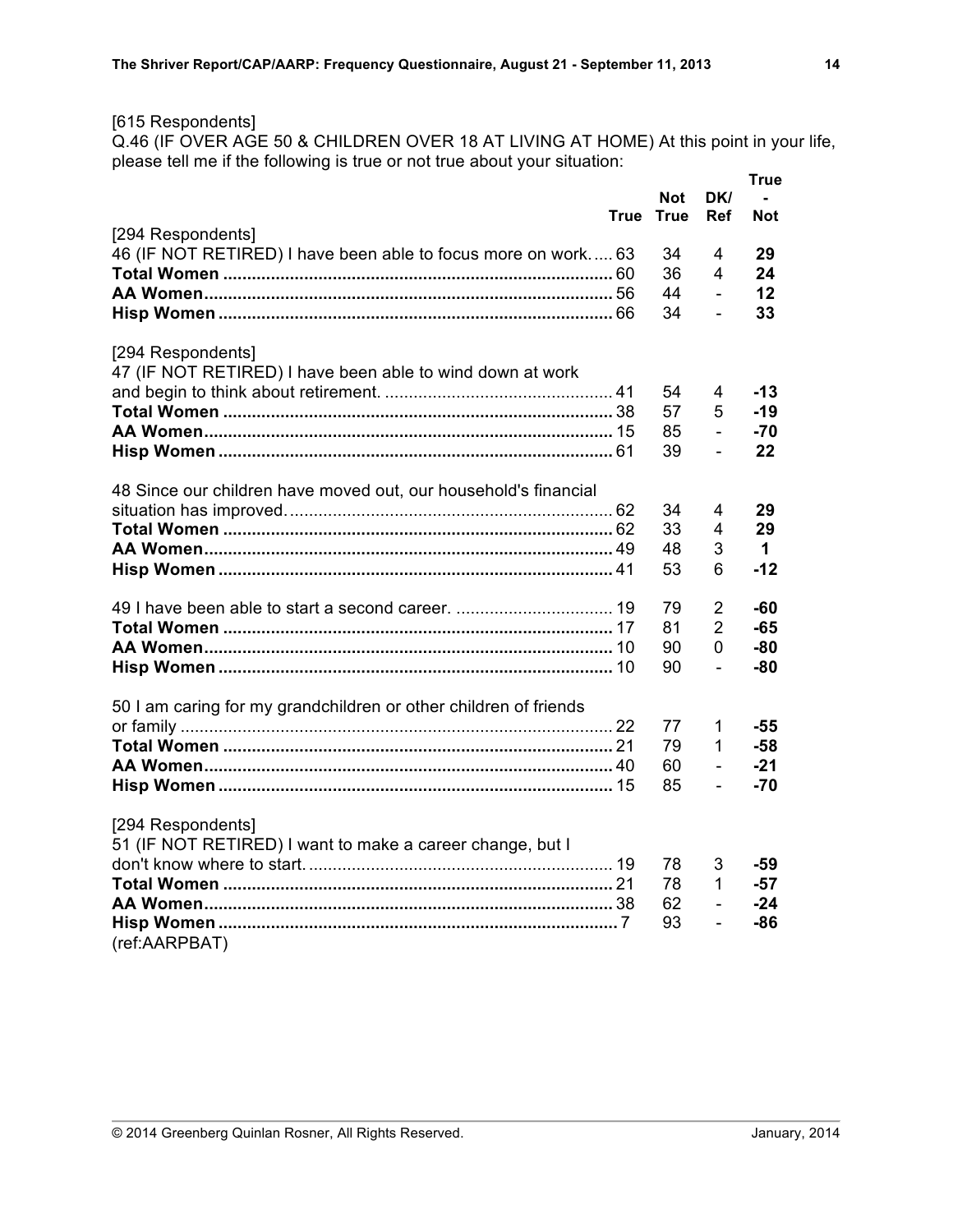[615 Respondents]
Q.46 (IF OVER AGE 50 & CHILDREN OVER 18 AT LIVING AT HOME) At this point in your life, please tell me if the following is true or not true about your situation:

| | True | Not True | DK/ Ref | True - Not |
|---|---|---|---|---|
| [294 Respondents] | | | | |
| 46 (IF NOT RETIRED) I have been able to focus more on work | 63 | 34 | 4 | **29** |
| **Total Women** | 60 | 36 | 4 | **24** |
| **AA Women** | 56 | 44 | - | **12** |
| **Hisp Women** | 66 | 34 | - | **33** |
| [294 Respondents] | | | | |
| 47 (IF NOT RETIRED) I have been able to wind down at work and begin to think about retirement. | 41 | 54 | 4 | **-13** |
| **Total Women** | 38 | 57 | 5 | **-19** |
| **AA Women** | 15 | 85 | - | **-70** |
| **Hisp Women** | 61 | 39 | - | **22** |
| 48 Since our children have moved out, our household's financial situation has improved. | 62 | 34 | 4 | **29** |
| **Total Women** | 62 | 33 | 4 | **29** |
| **AA Women** | 49 | 48 | 3 | **1** |
| **Hisp Women** | 41 | 53 | 6 | **-12** |
| 49 I have been able to start a second career. | 19 | 79 | 2 | **-60** |
| **Total Women** | 17 | 81 | 2 | **-65** |
| **AA Women** | 10 | 90 | 0 | **-80** |
| **Hisp Women** | 10 | 90 | - | **-80** |
| 50 I am caring for my grandchildren or other children of friends or family | 22 | 77 | 1 | **-55** |
| **Total Women** | 21 | 79 | 1 | **-58** |
| **AA Women** | 40 | 60 | - | **-21** |
| **Hisp Women** | 15 | 85 | - | **-70** |
| [294 Respondents] | | | | |
| 51 (IF NOT RETIRED) I want to make a career change, but I don't know where to start. | 19 | 78 | 3 | **-59** |
| **Total Women** | 21 | 78 | 1 | **-57** |
| **AA Women** | 38 | 62 | - | **-24** |
| **Hisp Women** | 7 | 93 | - | **-86** |

(ref:AARPBAT)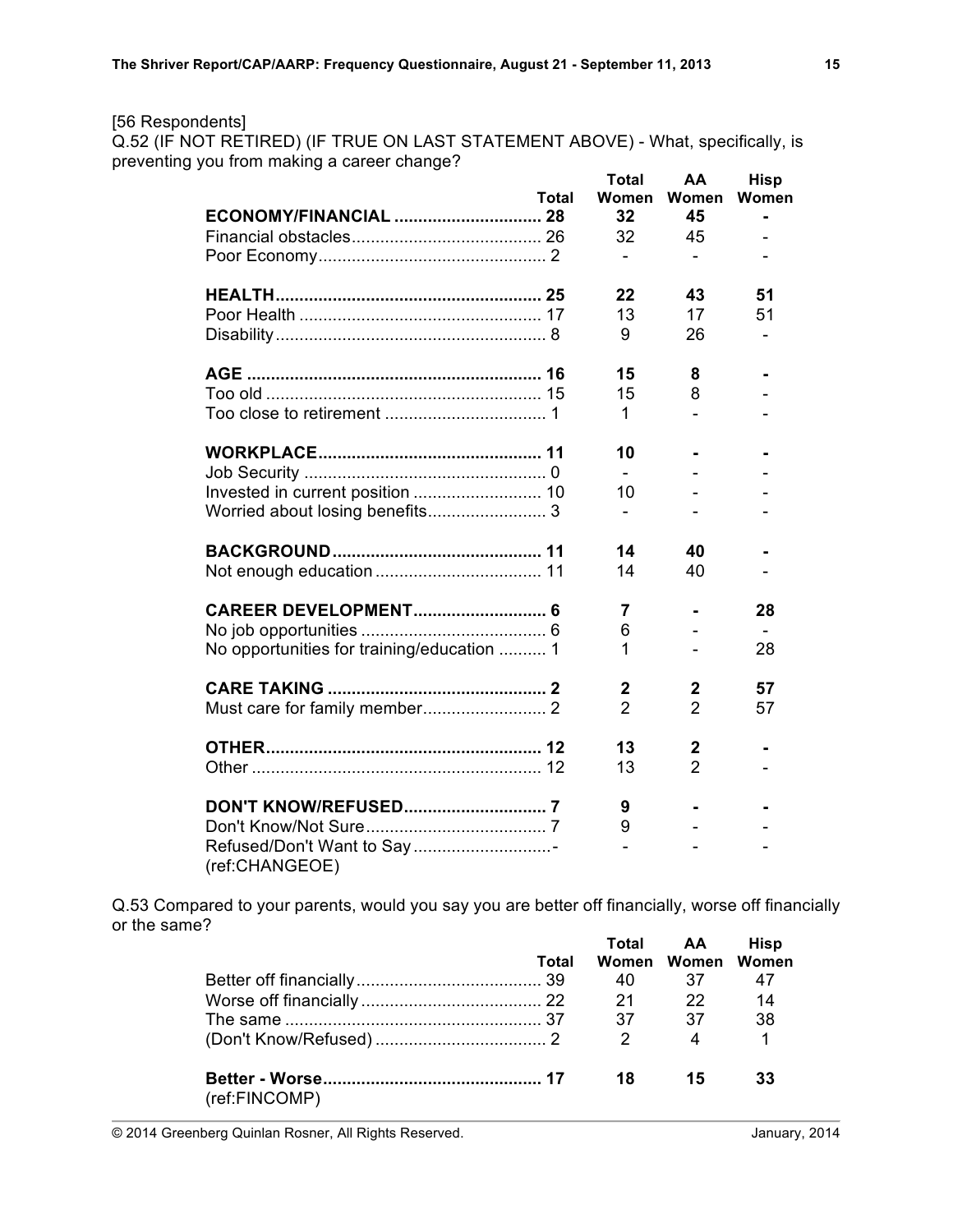[56 Respondents]
Q.52 (IF NOT RETIRED) (IF TRUE ON LAST STATEMENT ABOVE) - What, specifically, is preventing you from making a career change?

| | Total | Total Women | AA Women | Hisp Women |
|---|---|---|---|---|
| **ECONOMY/FINANCIAL** | **28** | **32** | **45** | **-** |
| Financial obstacles | 26 | 32 | 45 | - |
| Poor Economy | 2 | - | - | - |
| | | | | |
| **HEALTH** | **25** | **22** | **43** | **51** |
| Poor Health | 17 | 13 | 17 | 51 |
| Disability | 8 | 9 | 26 | - |
| | | | | |
| **AGE** | **16** | **15** | **8** | **-** |
| Too old | 15 | 15 | 8 | - |
| Too close to retirement | 1 | 1 | - | - |
| | | | | |
| **WORKPLACE** | **11** | **10** | **-** | **-** |
| Job Security | 0 | - | - | - |
| Invested in current position | 10 | 10 | - | - |
| Worried about losing benefits | 3 | - | - | - |
| | | | | |
| **BACKGROUND** | **11** | **14** | **40** | **-** |
| Not enough education | 11 | 14 | 40 | - |
| | | | | |
| **CAREER DEVELOPMENT** | **6** | **7** | **-** | **28** |
| No job opportunities | 6 | 6 | - | - |
| No opportunities for training/education | 1 | 1 | - | 28 |
| | | | | |
| **CARE TAKING** | **2** | **2** | **2** | **57** |
| Must care for family member | 2 | 2 | 2 | 57 |
| | | | | |
| **OTHER** | **12** | **13** | **2** | **-** |
| Other | 12 | 13 | 2 | - |
| | | | | |
| **DON'T KNOW/REFUSED** | **7** | **9** | **-** | **-** |
| Don't Know/Not Sure | 7 | 9 | - | - |
| Refused/Don't Want to Say | - | - | - | - |

(ref:CHANGEOE)

Q.53 Compared to your parents, would you say you are better off financially, worse off financially or the same?

| | Total | Total Women | AA Women | Hisp Women |
|---|---|---|---|---|
| Better off financially | 39 | 40 | 37 | 47 |
| Worse off financially | 22 | 21 | 22 | 14 |
| The same | 37 | 37 | 37 | 38 |
| (Don't Know/Refused) | 2 | 2 | 4 | 1 |
| | | | | |
| **Better - Worse** | **17** | **18** | **15** | **33** |

(ref:FINCOMP)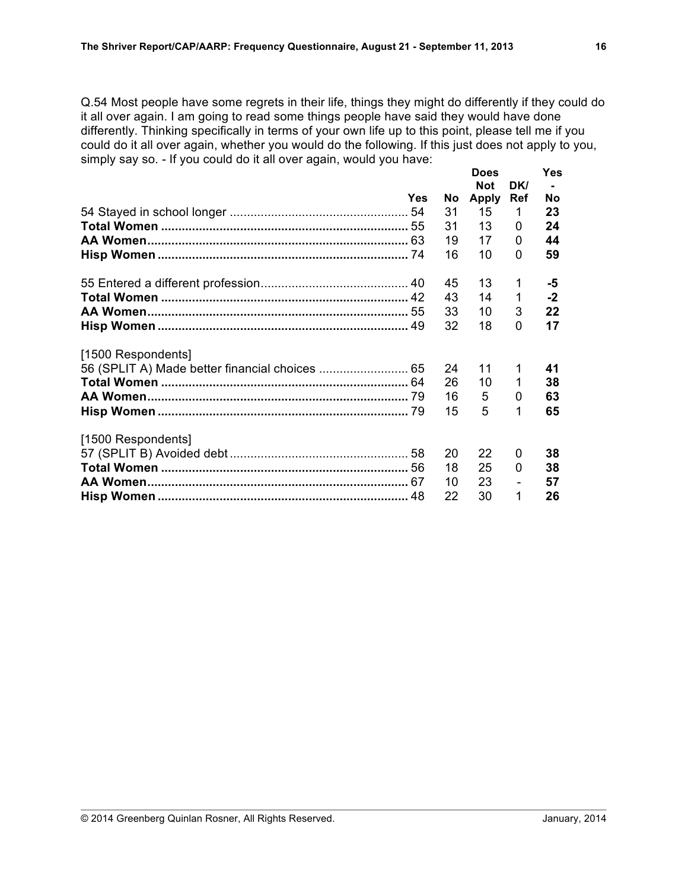Q.54 Most people have some regrets in their life, things they might do differently if they could do it all over again. I am going to read some things people have said they would have done differently. Thinking specifically in terms of your own life up to this point, please tell me if you could do it all over again, whether you would do the following. If this just does not apply to you, simply say so. - If you could do it all over again, would you have:

| | Yes | No | Does Not Apply | DK/ Ref | Yes - No |
|---|---|---|---|---|---|
| 54 Stayed in school longer | 54 | 31 | 15 | 1 | **23** |
| **Total Women** | 55 | 31 | 13 | 0 | **24** |
| **AA Women** | 63 | 19 | 17 | 0 | **44** |
| **Hisp Women** | 74 | 16 | 10 | 0 | **59** |
| | | | | | |
| 55 Entered a different profession | 40 | 45 | 13 | 1 | **-5** |
| **Total Women** | 42 | 43 | 14 | 1 | **-2** |
| **AA Women** | 55 | 33 | 10 | 3 | **22** |
| **Hisp Women** | 49 | 32 | 18 | 0 | **17** |
| | | | | | |
| [1500 Respondents] | | | | | |
| 56 (SPLIT A) Made better financial choices | 65 | 24 | 11 | 1 | **41** |
| **Total Women** | 64 | 26 | 10 | 1 | **38** |
| **AA Women** | 79 | 16 | 5 | 0 | **63** |
| **Hisp Women** | 79 | 15 | 5 | 1 | **65** |
| | | | | | |
| [1500 Respondents] | | | | | |
| 57 (SPLIT B) Avoided debt | 58 | 20 | 22 | 0 | **38** |
| **Total Women** | 56 | 18 | 25 | 0 | **38** |
| **AA Women** | 67 | 10 | 23 | - | **57** |
| **Hisp Women** | 48 | 22 | 30 | 1 | **26** |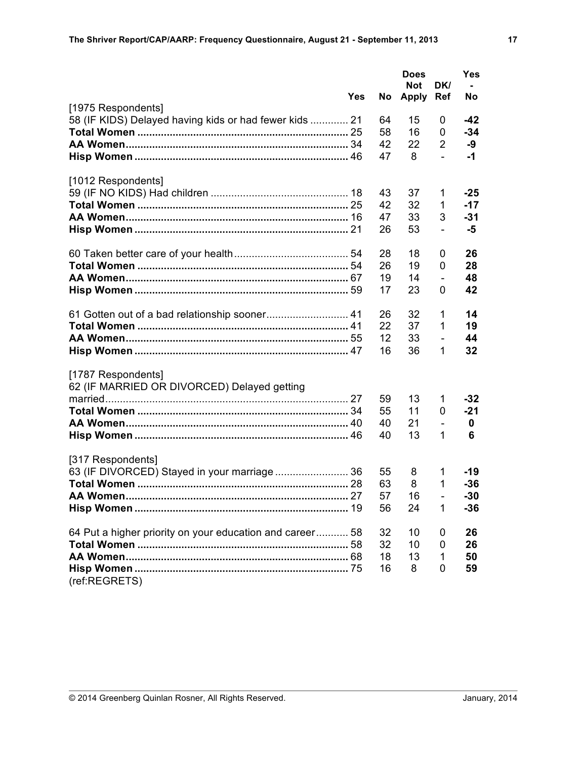| | Yes | No | Does Not Apply | DK/ Ref | Yes - No |
|---|---|---|---|---|---|
| [1975 Respondents] | | | | | |
| 58 (IF KIDS) Delayed having kids or had fewer kids | 21 | 64 | 15 | 0 | **-42** |
| **Total Women** | 25 | 58 | 16 | 0 | **-34** |
| **AA Women** | 34 | 42 | 22 | 2 | **-9** |
| **Hisp Women** | 46 | 47 | 8 | - | **-1** |
| [1012 Respondents] | | | | | |
| 59 (IF NO KIDS) Had children | 18 | 43 | 37 | 1 | **-25** |
| **Total Women** | 25 | 42 | 32 | 1 | **-17** |
| **AA Women** | 16 | 47 | 33 | 3 | **-31** |
| **Hisp Women** | 21 | 26 | 53 | - | **-5** |
| 60 Taken better care of your health | 54 | 28 | 18 | 0 | **26** |
| **Total Women** | 54 | 26 | 19 | 0 | **28** |
| **AA Women** | 67 | 19 | 14 | - | **48** |
| **Hisp Women** | 59 | 17 | 23 | 0 | **42** |
| 61 Gotten out of a bad relationship sooner | 41 | 26 | 32 | 1 | **14** |
| **Total Women** | 41 | 22 | 37 | 1 | **19** |
| **AA Women** | 55 | 12 | 33 | - | **44** |
| **Hisp Women** | 47 | 16 | 36 | 1 | **32** |
| [1787 Respondents] | | | | | |
| 62 (IF MARRIED OR DIVORCED) Delayed getting married | 27 | 59 | 13 | 1 | **-32** |
| **Total Women** | 34 | 55 | 11 | 0 | **-21** |
| **AA Women** | 40 | 40 | 21 | - | **0** |
| **Hisp Women** | 46 | 40 | 13 | 1 | **6** |
| [317 Respondents] | | | | | |
| 63 (IF DIVORCED) Stayed in your marriage | 36 | 55 | 8 | 1 | **-19** |
| **Total Women** | 28 | 63 | 8 | 1 | **-36** |
| **AA Women** | 27 | 57 | 16 | - | **-30** |
| **Hisp Women** | 19 | 56 | 24 | 1 | **-36** |
| 64 Put a higher priority on your education and career | 58 | 32 | 10 | 0 | **26** |
| **Total Women** | 58 | 32 | 10 | 0 | **26** |
| **AA Women** | 68 | 18 | 13 | 1 | **50** |
| **Hisp Women** | 75 | 16 | 8 | 0 | **59** |

(ref:REGRETS)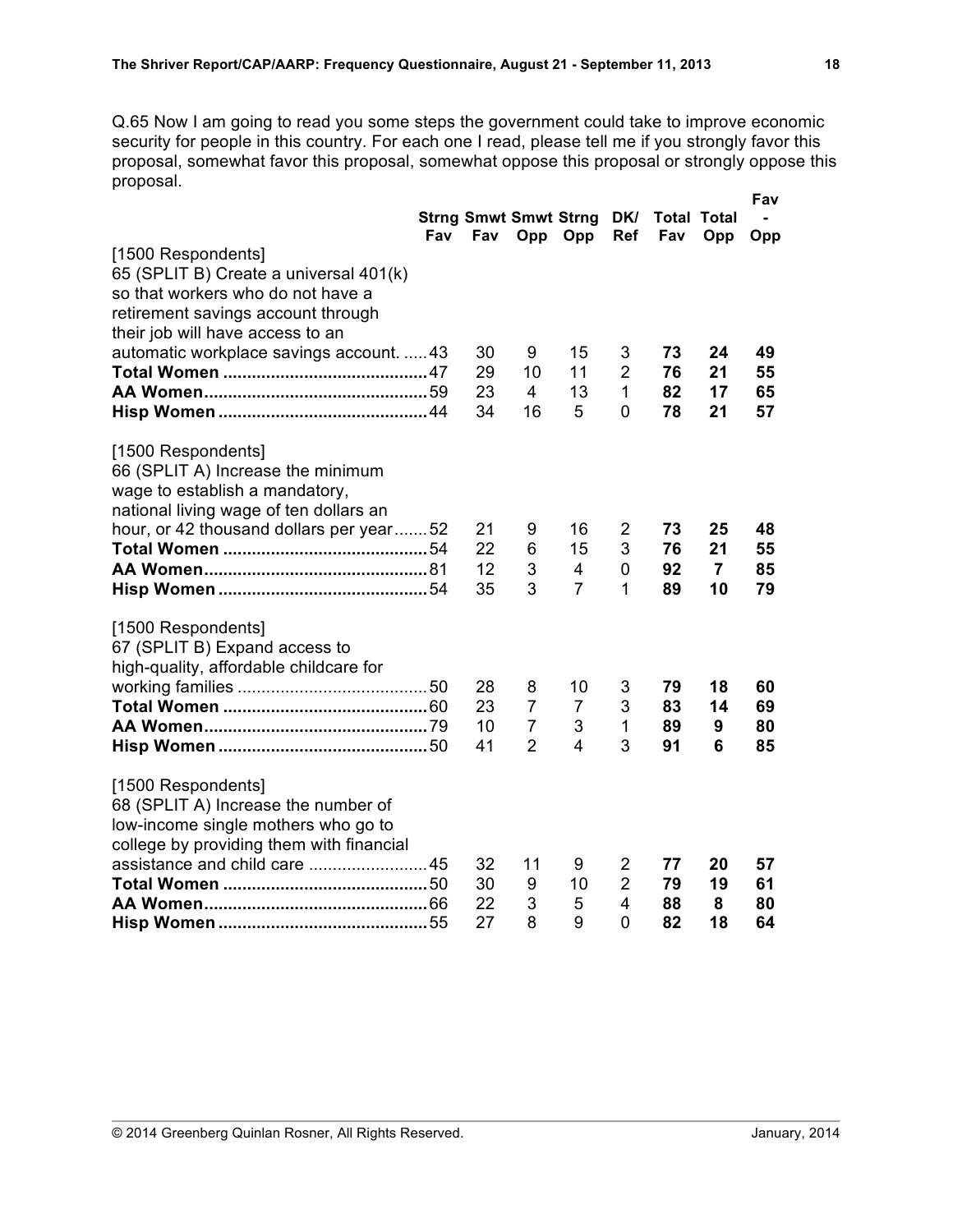Q.65 Now I am going to read you some steps the government could take to improve economic security for people in this country. For each one I read, please tell me if you strongly favor this proposal, somewhat favor this proposal, somewhat oppose this proposal or strongly oppose this proposal.

| | Strng Fav | Smwt Fav | Smwt Opp | Strng Opp | DK/ Ref | Total Fav | Total Opp | Fav - Opp |
|---|---|---|---|---|---|---|---|---|
| [1500 Respondents] 65 (SPLIT B) Create a universal 401(k) so that workers who do not have a retirement savings account through their job will have access to an automatic workplace savings account. | 43 | 30 | 9 | 15 | 3 | **73** | **24** | **49** |
| **Total Women** | 47 | 29 | 10 | 11 | 2 | **76** | **21** | **55** |
| **AA Women** | 59 | 23 | 4 | 13 | 1 | **82** | **17** | **65** |
| **Hisp Women** | 44 | 34 | 16 | 5 | 0 | **78** | **21** | **57** |
| [1500 Respondents] 66 (SPLIT A) Increase the minimum wage to establish a mandatory, national living wage of ten dollars an hour, or 42 thousand dollars per year | 52 | 21 | 9 | 16 | 2 | **73** | **25** | **48** |
| **Total Women** | 54 | 22 | 6 | 15 | 3 | **76** | **21** | **55** |
| **AA Women** | 81 | 12 | 3 | 4 | 0 | **92** | **7** | **85** |
| **Hisp Women** | 54 | 35 | 3 | 7 | 1 | **89** | **10** | **79** |
| [1500 Respondents] 67 (SPLIT B) Expand access to high-quality, affordable childcare for working families | 50 | 28 | 8 | 10 | 3 | **79** | **18** | **60** |
| **Total Women** | 60 | 23 | 7 | 7 | 3 | **83** | **14** | **69** |
| **AA Women** | 79 | 10 | 7 | 3 | 1 | **89** | **9** | **80** |
| **Hisp Women** | 50 | 41 | 2 | 4 | 3 | **91** | **6** | **85** |
| [1500 Respondents] 68 (SPLIT A) Increase the number of low-income single mothers who go to college by providing them with financial assistance and child care | 45 | 32 | 11 | 9 | 2 | **77** | **20** | **57** |
| **Total Women** | 50 | 30 | 9 | 10 | 2 | **79** | **19** | **61** |
| **AA Women** | 66 | 22 | 3 | 5 | 4 | **88** | **8** | **80** |
| **Hisp Women** | 55 | 27 | 8 | 9 | 0 | **82** | **18** | **64** |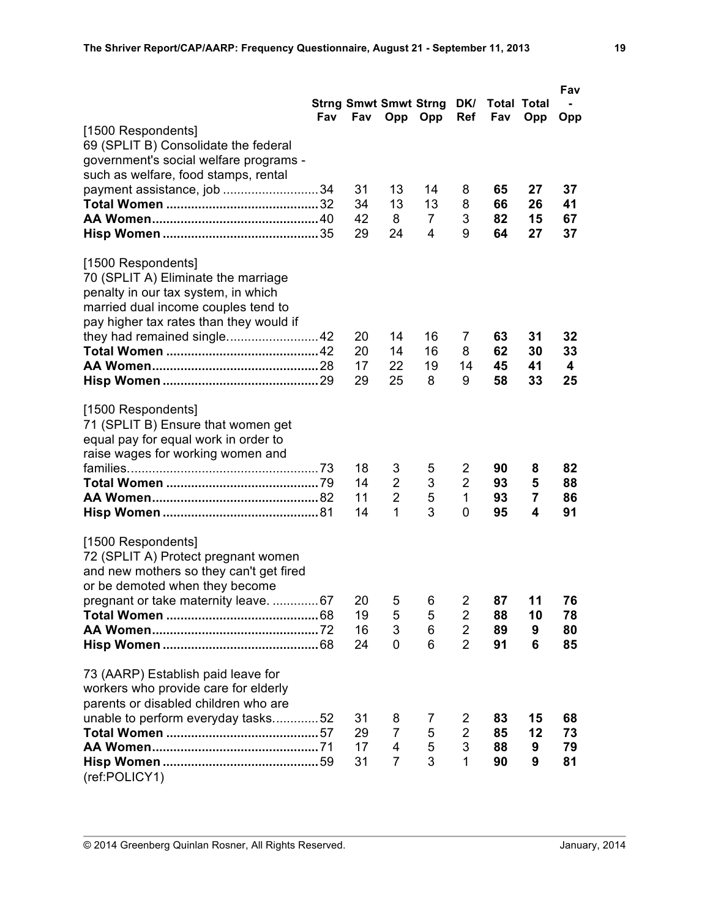| | Strng Fav | Smwt Fav | Smwt Opp | Strng Opp | DK/ Ref | Total Fav | Total Opp | Fav - Opp |
|---|---|---|---|---|---|---|---|---|
| [1500 Respondents] 69 (SPLIT B) Consolidate the federal government's social welfare programs - such as welfare, food stamps, rental payment assistance, job | 34 | 31 | 13 | 14 | 8 | **65** | **27** | **37** |
| **Total Women** | 32 | 34 | 13 | 13 | 8 | **66** | **26** | **41** |
| **AA Women** | 40 | 42 | 8 | 7 | 3 | **82** | **15** | **67** |
| **Hisp Women** | 35 | 29 | 24 | 4 | 9 | **64** | **27** | **37** |
| [1500 Respondents] 70 (SPLIT A) Eliminate the marriage penalty in our tax system, in which married dual income couples tend to pay higher tax rates than they would if they had remained single. | 42 | 20 | 14 | 16 | 7 | **63** | **31** | **32** |
| **Total Women** | 42 | 20 | 14 | 16 | 8 | **62** | **30** | **33** |
| **AA Women** | 28 | 17 | 22 | 19 | 14 | **45** | **41** | **4** |
| **Hisp Women** | 29 | 29 | 25 | 8 | 9 | **58** | **33** | **25** |
| [1500 Respondents] 71 (SPLIT B) Ensure that women get equal pay for equal work in order to raise wages for working women and families. | 73 | 18 | 3 | 5 | 2 | **90** | **8** | **82** |
| **Total Women** | 79 | 14 | 2 | 3 | 2 | **93** | **5** | **88** |
| **AA Women** | 82 | 11 | 2 | 5 | 1 | **93** | **7** | **86** |
| **Hisp Women** | 81 | 14 | 1 | 3 | 0 | **95** | **4** | **91** |
| [1500 Respondents] 72 (SPLIT A) Protect pregnant women and new mothers so they can't get fired or be demoted when they become pregnant or take maternity leave. | 67 | 20 | 5 | 6 | 2 | **87** | **11** | **76** |
| **Total Women** | 68 | 19 | 5 | 5 | 2 | **88** | **10** | **78** |
| **AA Women** | 72 | 16 | 3 | 6 | 2 | **89** | **9** | **80** |
| **Hisp Women** | 68 | 24 | 0 | 6 | 2 | **91** | **6** | **85** |
| 73 (AARP) Establish paid leave for workers who provide care for elderly parents or disabled children who are unable to perform everyday tasks. | 52 | 31 | 8 | 7 | 2 | **83** | **15** | **68** |
| **Total Women** | 57 | 29 | 7 | 5 | 2 | **85** | **12** | **73** |
| **AA Women** | 71 | 17 | 4 | 5 | 3 | **88** | **9** | **79** |
| **Hisp Women** | 59 | 31 | 7 | 3 | 1 | **90** | **9** | **81** |

(ref:POLICY1)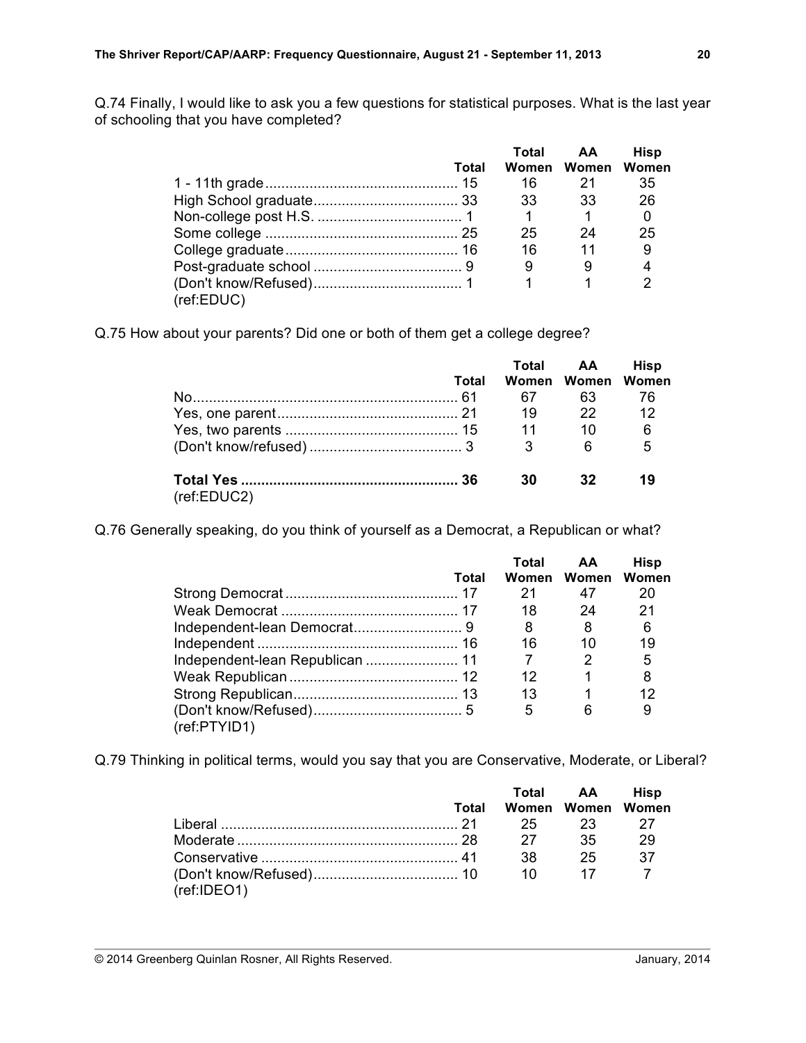Q.74 Finally, I would like to ask you a few questions for statistical purposes. What is the last year of schooling that you have completed?

| | Total | Total Women | AA Women | Hisp Women |
|---|---|---|---|---|
| 1 - 11th grade | 15 | 16 | 21 | 35 |
| High School graduate | 33 | 33 | 33 | 26 |
| Non-college post H.S. | 1 | 1 | 1 | 0 |
| Some college | 25 | 25 | 24 | 25 |
| College graduate | 16 | 16 | 11 | 9 |
| Post-graduate school | 9 | 9 | 9 | 4 |
| (Don't know/Refused) | 1 | 1 | 1 | 2 |

(ref:EDUC)

Q.75 How about your parents? Did one or both of them get a college degree?

| | Total | Total Women | AA Women | Hisp Women |
|---|---|---|---|---|
| No | 61 | 67 | 63 | 76 |
| Yes, one parent | 21 | 19 | 22 | 12 |
| Yes, two parents | 15 | 11 | 10 | 6 |
| (Don't know/refused) | 3 | 3 | 6 | 5 |
| **Total Yes** | **36** | **30** | **32** | **19** |

(ref:EDUC2)

Q.76 Generally speaking, do you think of yourself as a Democrat, a Republican or what?

| | Total | Total Women | AA Women | Hisp Women |
|---|---|---|---|---|
| Strong Democrat | 17 | 21 | 47 | 20 |
| Weak Democrat | 17 | 18 | 24 | 21 |
| Independent-lean Democrat | 9 | 8 | 8 | 6 |
| Independent | 16 | 16 | 10 | 19 |
| Independent-lean Republican | 11 | 7 | 2 | 5 |
| Weak Republican | 12 | 12 | 1 | 8 |
| Strong Republican | 13 | 13 | 1 | 12 |
| (Don't know/Refused) | 5 | 5 | 6 | 9 |

(ref:PTYID1)

Q.79 Thinking in political terms, would you say that you are Conservative, Moderate, or Liberal?

| | Total | Total Women | AA Women | Hisp Women |
|---|---|---|---|---|
| Liberal | 21 | 25 | 23 | 27 |
| Moderate | 28 | 27 | 35 | 29 |
| Conservative | 41 | 38 | 25 | 37 |
| (Don't know/Refused) | 10 | 10 | 17 | 7 |

(ref:IDEO1)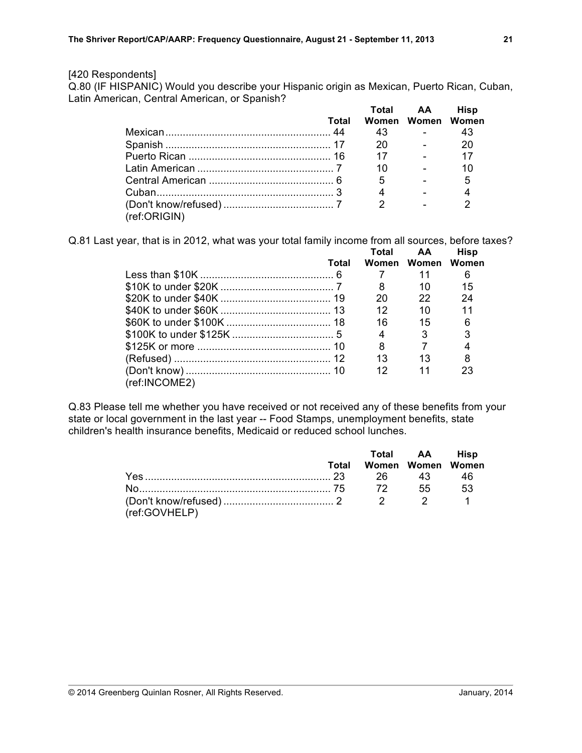[420 Respondents]

Q.80 (IF HISPANIC) Would you describe your Hispanic origin as Mexican, Puerto Rican, Cuban, Latin American, Central American, or Spanish?

| | Total | Total Women | AA Women | Hisp Women |
|---|---|---|---|---|
| Mexican | 44 | 43 | - | 43 |
| Spanish | 17 | 20 | - | 20 |
| Puerto Rican | 16 | 17 | - | 17 |
| Latin American | 7 | 10 | - | 10 |
| Central American | 6 | 5 | - | 5 |
| Cuban | 3 | 4 | - | 4 |
| (Don't know/refused) | 7 | 2 | - | 2 |

(ref:ORIGIN)

Q.81 Last year, that is in 2012, what was your total family income from all sources, before taxes?

| | Total | Total Women | AA Women | Hisp Women |
|---|---|---|---|---|
| Less than $10K | 6 | 7 | 11 | 6 |
| $10K to under $20K | 7 | 8 | 10 | 15 |
| $20K to under $40K | 19 | 20 | 22 | 24 |
| $40K to under $60K | 13 | 12 | 10 | 11 |
| $60K to under $100K | 18 | 16 | 15 | 6 |
| $100K to under $125K | 5 | 4 | 3 | 3 |
| $125K or more | 10 | 8 | 7 | 4 |
| (Refused) | 12 | 13 | 13 | 8 |
| (Don't know) | 10 | 12 | 11 | 23 |

(ref:INCOME2)

Q.83 Please tell me whether you have received or not received any of these benefits from your state or local government in the last year -- Food Stamps, unemployment benefits, state children's health insurance benefits, Medicaid or reduced school lunches.

| | Total | Total Women | AA Women | Hisp Women |
|---|---|---|---|---|
| Yes | 23 | 26 | 43 | 46 |
| No | 75 | 72 | 55 | 53 |
| (Don't know/refused) | 2 | 2 | 2 | 1 |

(ref:GOVHELP)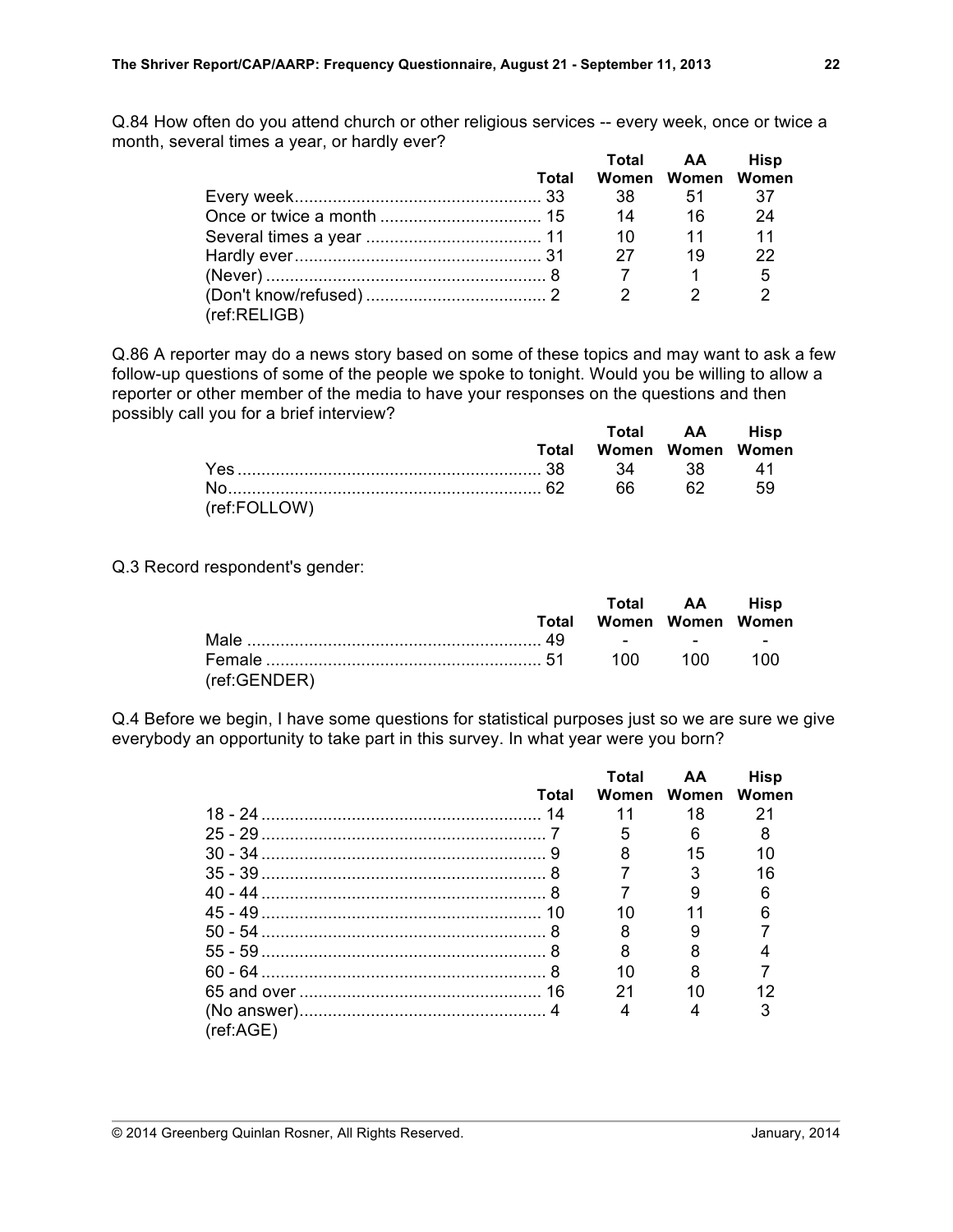Q.84 How often do you attend church or other religious services -- every week, once or twice a month, several times a year, or hardly ever?

| | Total | Total Women | AA Women | Hisp Women |
|---|---|---|---|---|
| Every week | 33 | 38 | 51 | 37 |
| Once or twice a month | 15 | 14 | 16 | 24 |
| Several times a year | 11 | 10 | 11 | 11 |
| Hardly ever | 31 | 27 | 19 | 22 |
| (Never) | 8 | 7 | 1 | 5 |
| (Don't know/refused) | 2 | 2 | 2 | 2 |

(ref:RELIGB)

Q.86 A reporter may do a news story based on some of these topics and may want to ask a few follow-up questions of some of the people we spoke to tonight. Would you be willing to allow a reporter or other member of the media to have your responses on the questions and then possibly call you for a brief interview?

| | Total | Total Women | AA Women | Hisp Women |
|---|---|---|---|---|
| Yes | 38 | 34 | 38 | 41 |
| No | 62 | 66 | 62 | 59 |

(ref:FOLLOW)

Q.3 Record respondent's gender:

| | Total | Total Women | AA Women | Hisp Women |
|---|---|---|---|---|
| Male | 49 | - | - | - |
| Female | 51 | 100 | 100 | 100 |

(ref:GENDER)

Q.4 Before we begin, I have some questions for statistical purposes just so we are sure we give everybody an opportunity to take part in this survey. In what year were you born?

| | Total | Total Women | AA Women | Hisp Women |
|---|---|---|---|---|
| 18 - 24 | 14 | 11 | 18 | 21 |
| 25 - 29 | 7 | 5 | 6 | 8 |
| 30 - 34 | 9 | 8 | 15 | 10 |
| 35 - 39 | 8 | 7 | 3 | 16 |
| 40 - 44 | 8 | 7 | 9 | 6 |
| 45 - 49 | 10 | 10 | 11 | 6 |
| 50 - 54 | 8 | 8 | 9 | 7 |
| 55 - 59 | 8 | 8 | 8 | 4 |
| 60 - 64 | 8 | 10 | 8 | 7 |
| 65 and over | 16 | 21 | 10 | 12 |
| (No answer) | 4 | 4 | 4 | 3 |

(ref:AGE)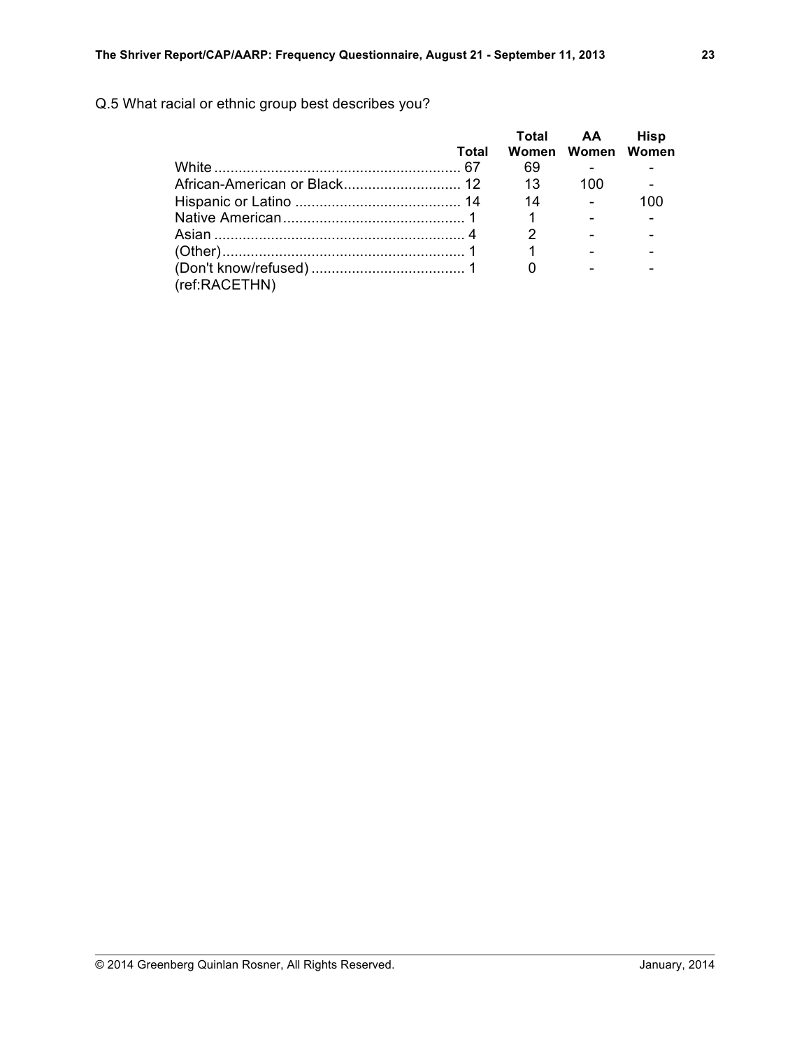Q.5 What racial or ethnic group best describes you?

| | Total | Total Women | AA Women | Hisp Women |
|---|---|---|---|---|
| White | 67 | 69 | - | - |
| African-American or Black | 12 | 13 | 100 | - |
| Hispanic or Latino | 14 | 14 | - | 100 |
| Native American | 1 | 1 | - | - |
| Asian | 4 | 2 | - | - |
| (Other) | 1 | 1 | - | - |
| (Don't know/refused) | 1 | 0 | - | - |

(ref:RACETHN)